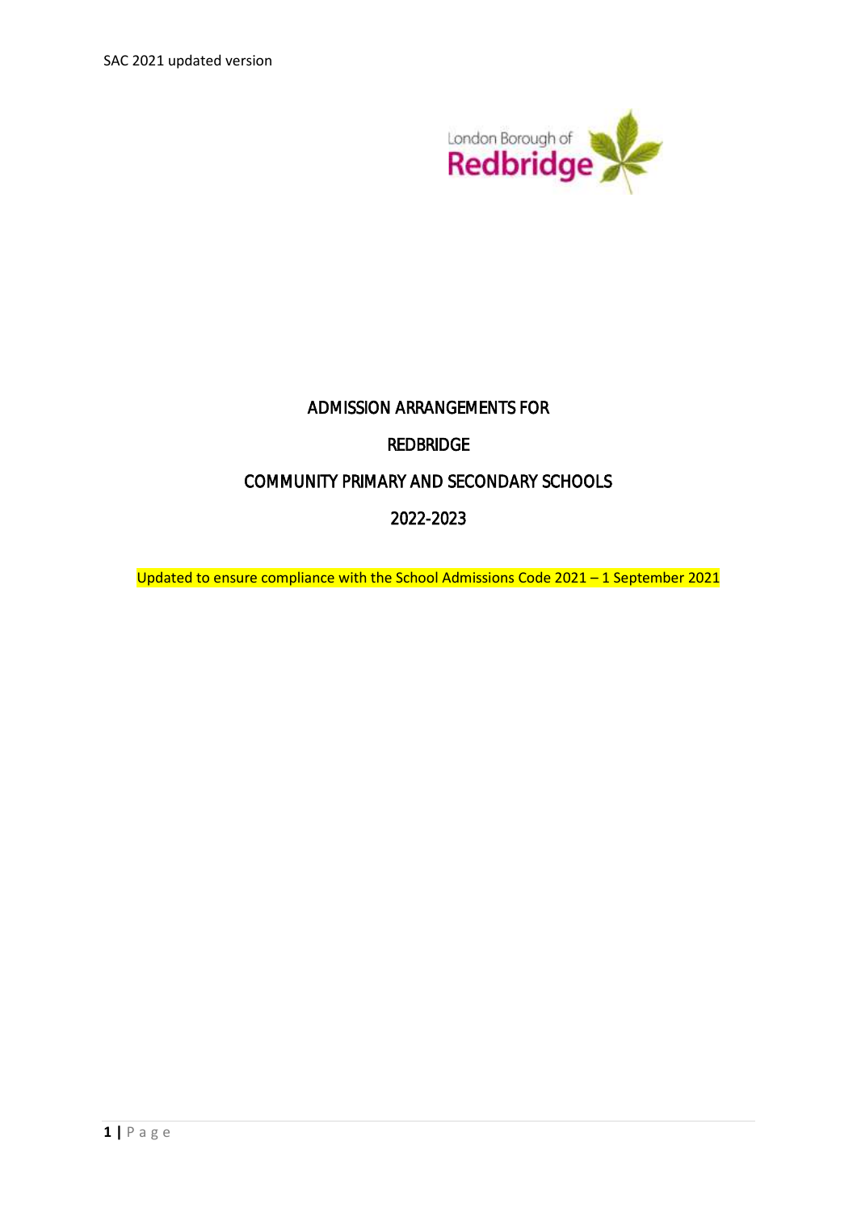# ADMISSION ARRANGEMENTS FOR

# REDBRIDGE

# COMMUNITY PRIMARY AND SECONDARY SCHOOLS

# 2022-2023

Updated to ensure compliance with the School Admissions Code 2021 – 1 September 2021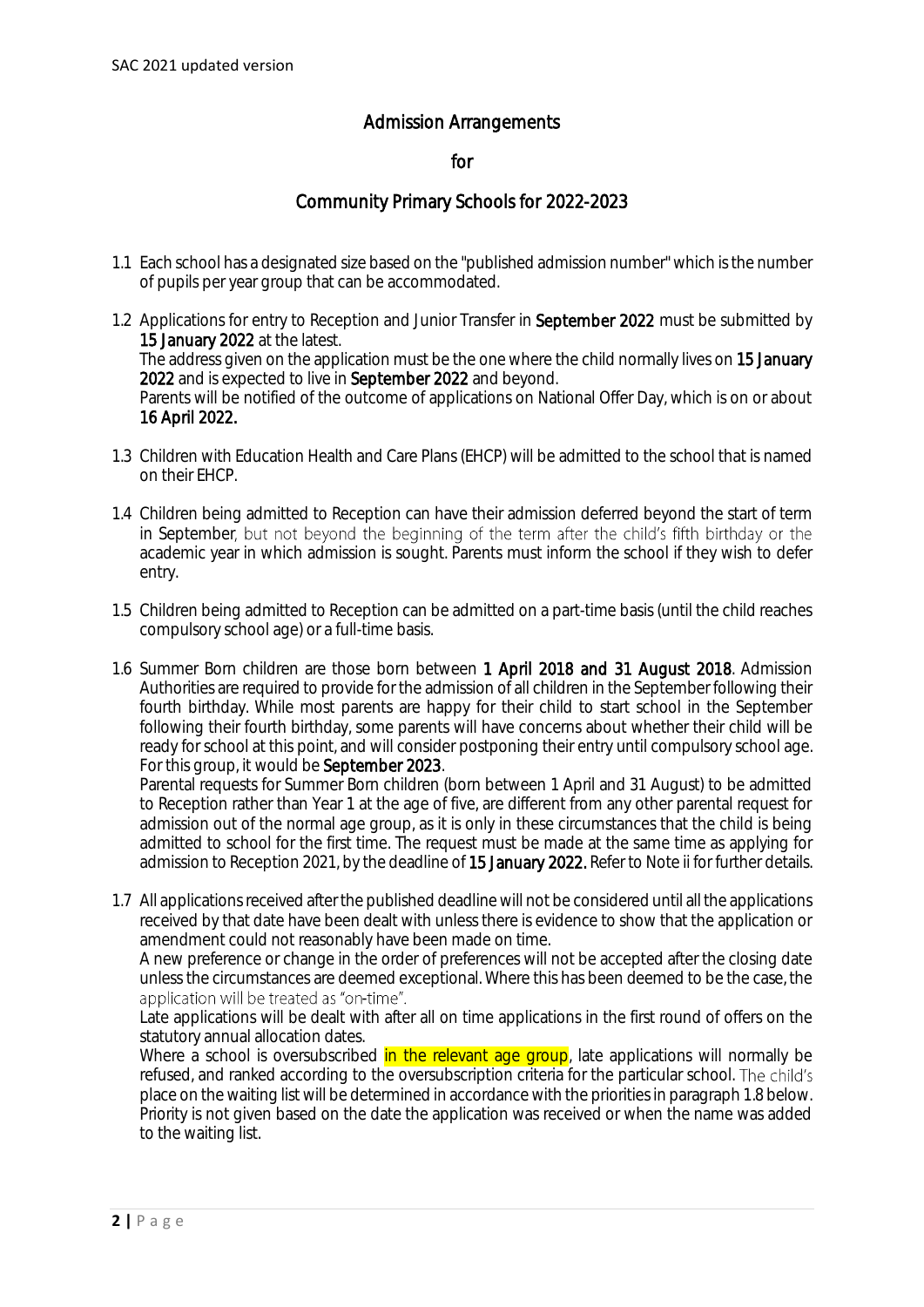## Admission Arrangements

## for

## Community Primary Schools for 2022-2023

1.1 Each school has a designated size based on the "published admission number" which is the number of pupils per year group that can be accommodated.

1.2 Applications for entry to Reception and Junior Transfer in **September 2022** must be submitted by **15 January 2022** at the latest.
The address given on the application must be the one where the child normally lives on **15 January 2022** and is expected to live in **September 2022** and beyond.
Parents will be notified of the outcome of applications on National Offer Day, which is on or about **16 April 2022.**

1.3 Children with Education Health and Care Plans (EHCP) will be admitted to the school that is named on their EHCP.

1.4 Children being admitted to Reception can have their admission deferred beyond the start of term in September, but not beyond the beginning of the term after the child's fifth birthday or the academic year in which admission is sought. Parents must inform the school if they wish to defer entry.

1.5 Children being admitted to Reception can be admitted on a part-time basis (until the child reaches compulsory school age) or a full-time basis.

1.6 Summer Born children are those born between **1 April 2018 and 31 August 2018**. Admission Authorities are required to provide for the admission of all children in the September following their fourth birthday. While most parents are happy for their child to start school in the September following their fourth birthday, some parents will have concerns about whether their child will be ready for school at this point, and will consider postponing their entry until compulsory school age. For this group, it would be **September 2023**.
Parental requests for Summer Born children (born between 1 April and 31 August) to be admitted to Reception rather than Year 1 at the age of five, are different from any other parental request for admission out of the normal age group, as it is only in these circumstances that the child is being admitted to school for the first time. The request must be made at the same time as applying for admission to Reception 2021, by the deadline of **15 January 2022.** Refer to Note ii for further details.

1.7 All applications received after the published deadline will not be considered until all the applications received by that date have been dealt with unless there is evidence to show that the application or amendment could not reasonably have been made on time.
A new preference or change in the order of preferences will not be accepted after the closing date unless the circumstances are deemed exceptional. Where this has been deemed to be the case, the application will be treated as "on-time".
Late applications will be dealt with after all on time applications in the first round of offers on the statutory annual allocation dates.
Where a school is oversubscribed in the relevant age group, late applications will normally be refused, and ranked according to the oversubscription criteria for the particular school. The child's place on the waiting list will be determined in accordance with the priorities in paragraph 1.8 below. Priority is not given based on the date the application was received or when the name was added to the waiting list.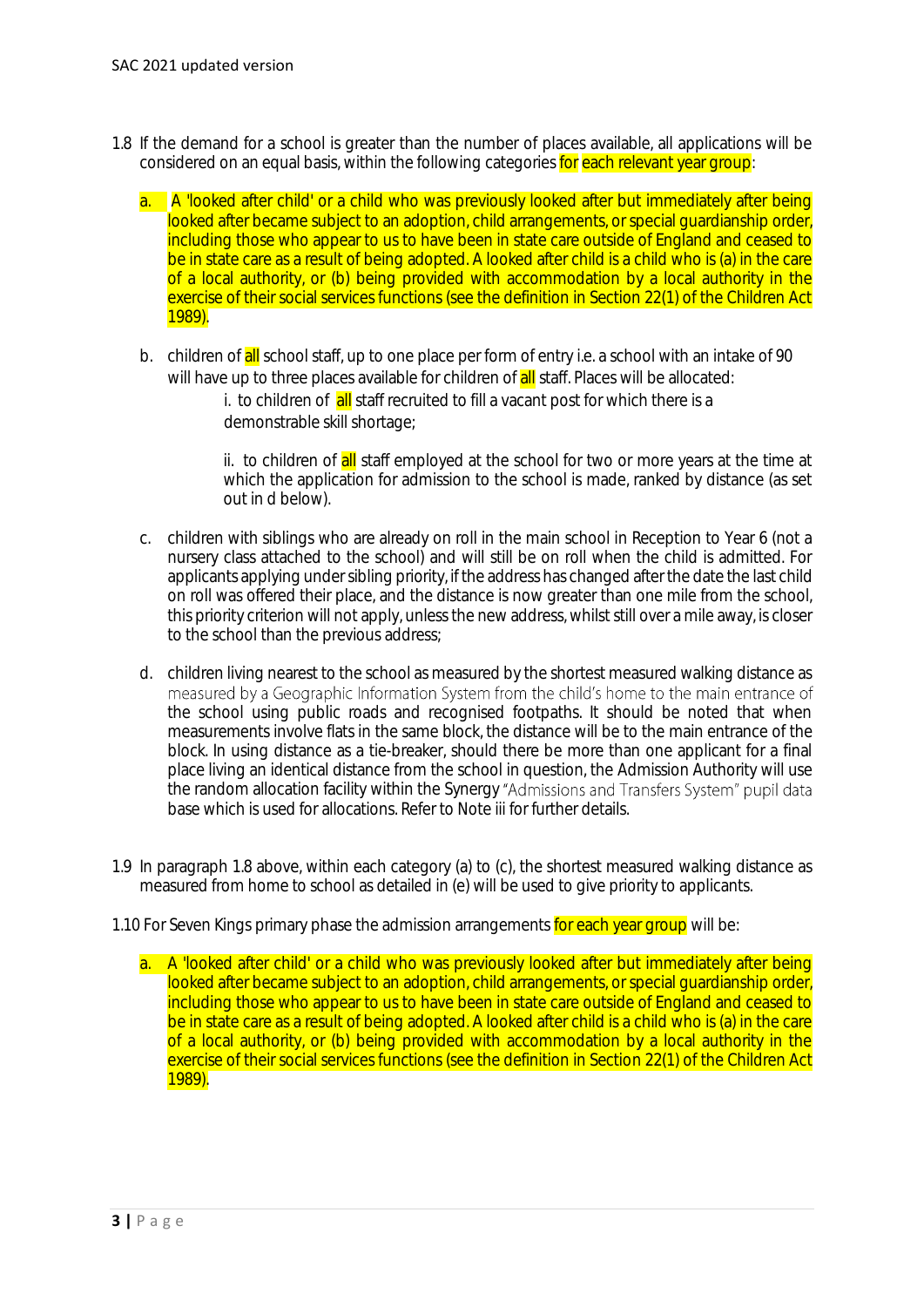1.8 If the demand for a school is greater than the number of places available, all applications will be considered on an equal basis, within the following categories for each relevant year group:

a. A 'looked after child' or a child who was previously looked after but immediately after being looked after became subject to an adoption, child arrangements, or special guardianship order, including those who appear to us to have been in state care outside of England and ceased to be in state care as a result of being adopted. A looked after child is a child who is (a) in the care of a local authority, or (b) being provided with accommodation by a local authority in the exercise of their social services functions (see the definition in Section 22(1) of the Children Act 1989).

b. children of all school staff, up to one place per form of entry i.e. a school with an intake of 90 will have up to three places available for children of all staff. Places will be allocated:

   i. to children of all staff recruited to fill a vacant post for which there is a demonstrable skill shortage;

   ii. to children of all staff employed at the school for two or more years at the time at which the application for admission to the school is made, ranked by distance (as set out in d below).

c. children with siblings who are already on roll in the main school in Reception to Year 6 (not a nursery class attached to the school) and will still be on roll when the child is admitted. For applicants applying under sibling priority, if the address has changed after the date the last child on roll was offered their place, and the distance is now greater than one mile from the school, this priority criterion will not apply, unless the new address, whilst still over a mile away, is closer to the school than the previous address;

d. children living nearest to the school as measured by the shortest measured walking distance as measured by a Geographic Information System from the child's home to the main entrance of the school using public roads and recognised footpaths. It should be noted that when measurements involve flats in the same block, the distance will be to the main entrance of the block. In using distance as a tie-breaker, should there be more than one applicant for a final place living an identical distance from the school in question, the Admission Authority will use the random allocation facility within the Synergy "Admissions and Transfers System" pupil data base which is used for allocations. Refer to Note iii for further details.

1.9 In paragraph 1.8 above, within each category (a) to (c), the shortest measured walking distance as measured from home to school as detailed in (e) will be used to give priority to applicants.

1.10 For Seven Kings primary phase the admission arrangements for each year group will be:

a. A 'looked after child' or a child who was previously looked after but immediately after being looked after became subject to an adoption, child arrangements, or special guardianship order, including those who appear to us to have been in state care outside of England and ceased to be in state care as a result of being adopted. A looked after child is a child who is (a) in the care of a local authority, or (b) being provided with accommodation by a local authority in the exercise of their social services functions (see the definition in Section 22(1) of the Children Act 1989).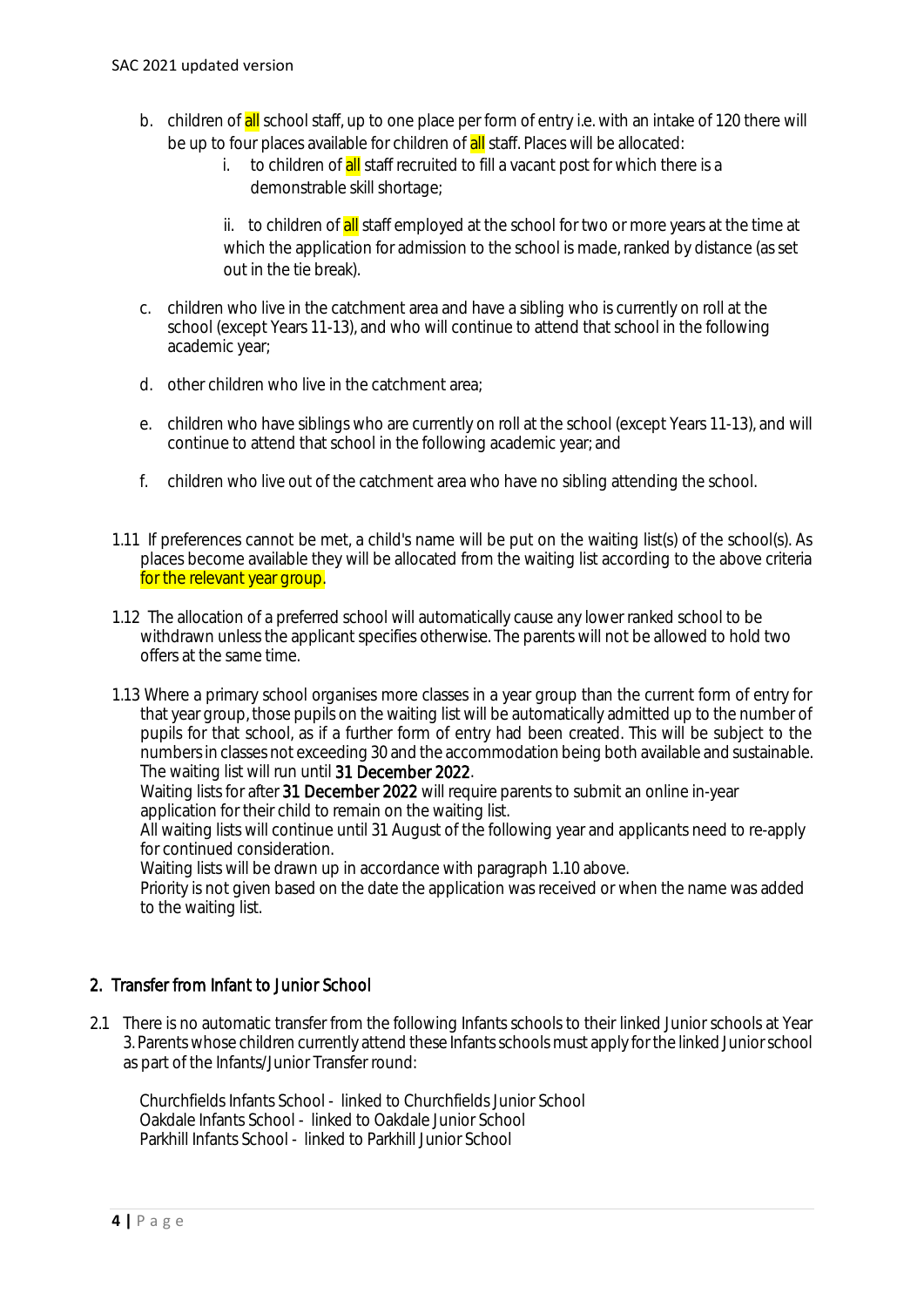b. children of all school staff, up to one place per form of entry i.e. with an intake of 120 there will be up to four places available for children of all staff. Places will be allocated:

   i. to children of all staff recruited to fill a vacant post for which there is a demonstrable skill shortage;

   ii. to children of all staff employed at the school for two or more years at the time at which the application for admission to the school is made, ranked by distance (as set out in the tie break).

c. children who live in the catchment area and have a sibling who is currently on roll at the school (except Years 11-13), and who will continue to attend that school in the following academic year;

d. other children who live in the catchment area;

e. children who have siblings who are currently on roll at the school (except Years 11-13), and will continue to attend that school in the following academic year; and

f. children who live out of the catchment area who have no sibling attending the school.

1.11 If preferences cannot be met, a child's name will be put on the waiting list(s) of the school(s). As places become available they will be allocated from the waiting list according to the above criteria for the relevant year group.

1.12 The allocation of a preferred school will automatically cause any lower ranked school to be withdrawn unless the applicant specifies otherwise. The parents will not be allowed to hold two offers at the same time.

1.13 Where a primary school organises more classes in a year group than the current form of entry for that year group, those pupils on the waiting list will be automatically admitted up to the number of pupils for that school, as if a further form of entry had been created. This will be subject to the numbers in classes not exceeding 30 and the accommodation being both available and sustainable. The waiting list will run until **31 December 2022**.
Waiting lists for after **31 December 2022** will require parents to submit an online in-year application for their child to remain on the waiting list.
All waiting lists will continue until 31 August of the following year and applicants need to re-apply for continued consideration.
Waiting lists will be drawn up in accordance with paragraph 1.10 above.
Priority is not given based on the date the application was received or when the name was added to the waiting list.

## 2. Transfer from Infant to Junior School

2.1 There is no automatic transfer from the following Infants schools to their linked Junior schools at Year 3. Parents whose children currently attend these Infants schools must apply for the linked Junior school as part of the Infants/Junior Transfer round:

Churchfields Infants School - linked to Churchfields Junior School
Oakdale Infants School - linked to Oakdale Junior School
Parkhill Infants School - linked to Parkhill Junior School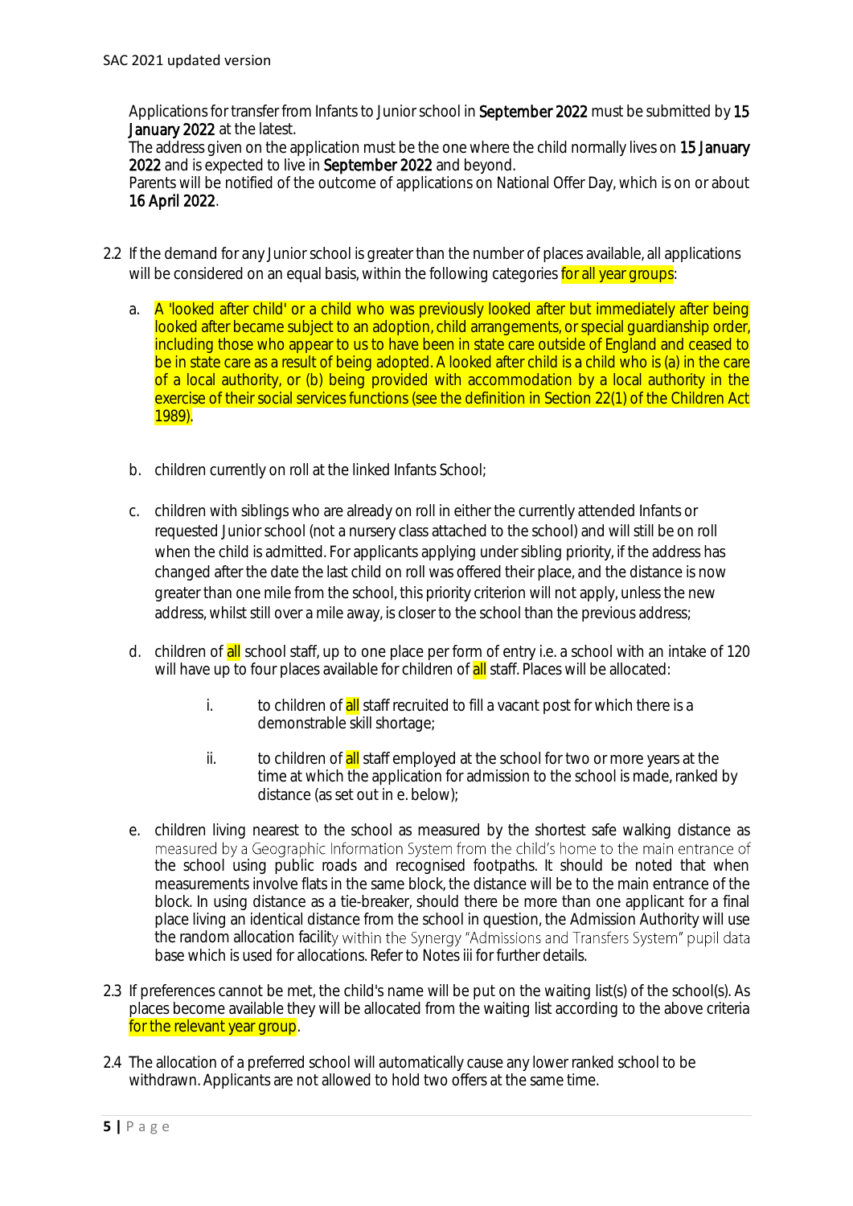Applications for transfer from Infants to Junior school in **September 2022** must be submitted by **15 January 2022** at the latest.
The address given on the application must be the one where the child normally lives on **15 January 2022** and is expected to live in **September 2022** and beyond.
Parents will be notified of the outcome of applications on National Offer Day, which is on or about **16 April 2022**.

2.2 If the demand for any Junior school is greater than the number of places available, all applications will be considered on an equal basis, within the following categories for all year groups:

a. A 'looked after child' or a child who was previously looked after but immediately after being looked after became subject to an adoption, child arrangements, or special guardianship order, including those who appear to us to have been in state care outside of England and ceased to be in state care as a result of being adopted. A looked after child is a child who is (a) in the care of a local authority, or (b) being provided with accommodation by a local authority in the exercise of their social services functions (see the definition in Section 22(1) of the Children Act 1989).

b. children currently on roll at the linked Infants School;

c. children with siblings who are already on roll in either the currently attended Infants or requested Junior school (not a nursery class attached to the school) and will still be on roll when the child is admitted. For applicants applying under sibling priority, if the address has changed after the date the last child on roll was offered their place, and the distance is now greater than one mile from the school, this priority criterion will not apply, unless the new address, whilst still over a mile away, is closer to the school than the previous address;

d. children of all school staff, up to one place per form of entry i.e. a school with an intake of 120 will have up to four places available for children of all staff. Places will be allocated:

   i. to children of all staff recruited to fill a vacant post for which there is a demonstrable skill shortage;

   ii. to children of all staff employed at the school for two or more years at the time at which the application for admission to the school is made, ranked by distance (as set out in e. below);

e. children living nearest to the school as measured by the shortest safe walking distance as measured by a Geographic Information System from the child's home to the main entrance of the school using public roads and recognised footpaths. It should be noted that when measurements involve flats in the same block, the distance will be to the main entrance of the block. In using distance as a tie-breaker, should there be more than one applicant for a final place living an identical distance from the school in question, the Admission Authority will use the random allocation facility within the Synergy "Admissions and Transfers System" pupil data base which is used for allocations. Refer to Notes iii for further details.

2.3 If preferences cannot be met, the child's name will be put on the waiting list(s) of the school(s). As places become available they will be allocated from the waiting list according to the above criteria for the relevant year group.

2.4 The allocation of a preferred school will automatically cause any lower ranked school to be withdrawn. Applicants are not allowed to hold two offers at the same time.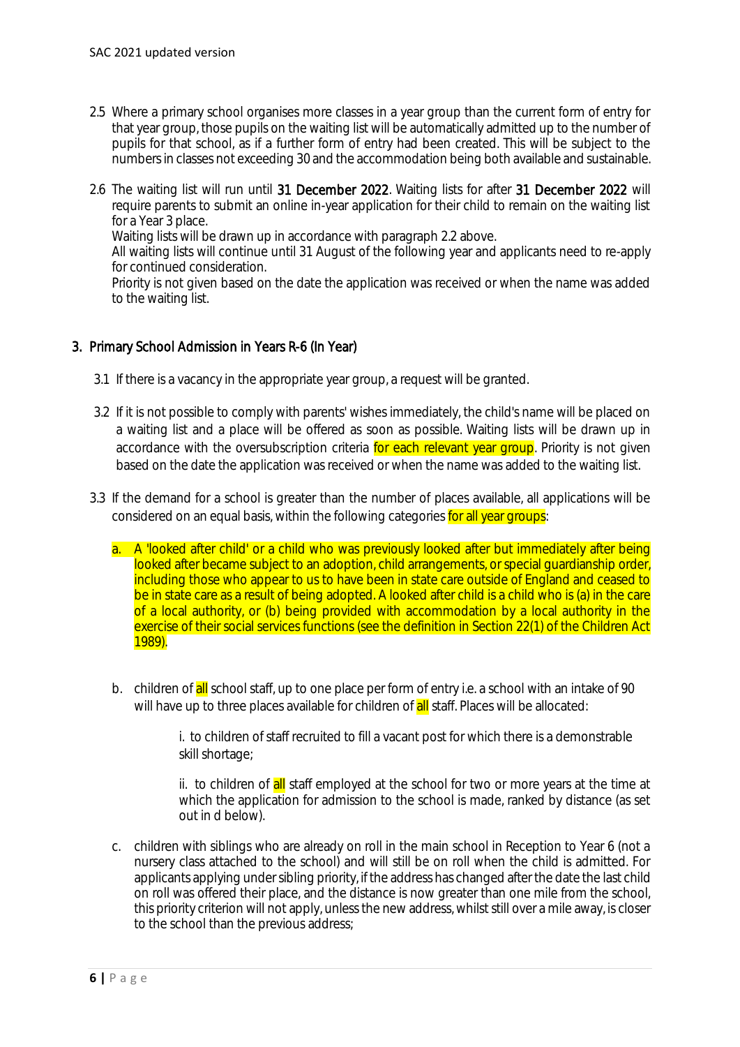2.5 Where a primary school organises more classes in a year group than the current form of entry for that year group, those pupils on the waiting list will be automatically admitted up to the number of pupils for that school, as if a further form of entry had been created. This will be subject to the numbers in classes not exceeding 30 and the accommodation being both available and sustainable.

2.6 The waiting list will run until **31 December 2022**. Waiting lists for after **31 December 2022** will require parents to submit an online in-year application for their child to remain on the waiting list for a Year 3 place.
Waiting lists will be drawn up in accordance with paragraph 2.2 above.
All waiting lists will continue until 31 August of the following year and applicants need to re-apply for continued consideration.
Priority is not given based on the date the application was received or when the name was added to the waiting list.

## 3. Primary School Admission in Years R-6 (In Year)

3.1 If there is a vacancy in the appropriate year group, a request will be granted.

3.2 If it is not possible to comply with parents' wishes immediately, the child's name will be placed on a waiting list and a place will be offered as soon as possible. Waiting lists will be drawn up in accordance with the oversubscription criteria for each relevant year group. Priority is not given based on the date the application was received or when the name was added to the waiting list.

3.3 If the demand for a school is greater than the number of places available, all applications will be considered on an equal basis, within the following categories for all year groups:

a. A 'looked after child' or a child who was previously looked after but immediately after being looked after became subject to an adoption, child arrangements, or special guardianship order, including those who appear to us to have been in state care outside of England and ceased to be in state care as a result of being adopted. A looked after child is a child who is (a) in the care of a local authority, or (b) being provided with accommodation by a local authority in the exercise of their social services functions (see the definition in Section 22(1) of the Children Act 1989).

b. children of all school staff, up to one place per form of entry i.e. a school with an intake of 90 will have up to three places available for children of all staff. Places will be allocated:

   i. to children of staff recruited to fill a vacant post for which there is a demonstrable skill shortage;

   ii. to children of all staff employed at the school for two or more years at the time at which the application for admission to the school is made, ranked by distance (as set out in d below).

c. children with siblings who are already on roll in the main school in Reception to Year 6 (not a nursery class attached to the school) and will still be on roll when the child is admitted. For applicants applying under sibling priority, if the address has changed after the date the last child on roll was offered their place, and the distance is now greater than one mile from the school, this priority criterion will not apply, unless the new address, whilst still over a mile away, is closer to the school than the previous address;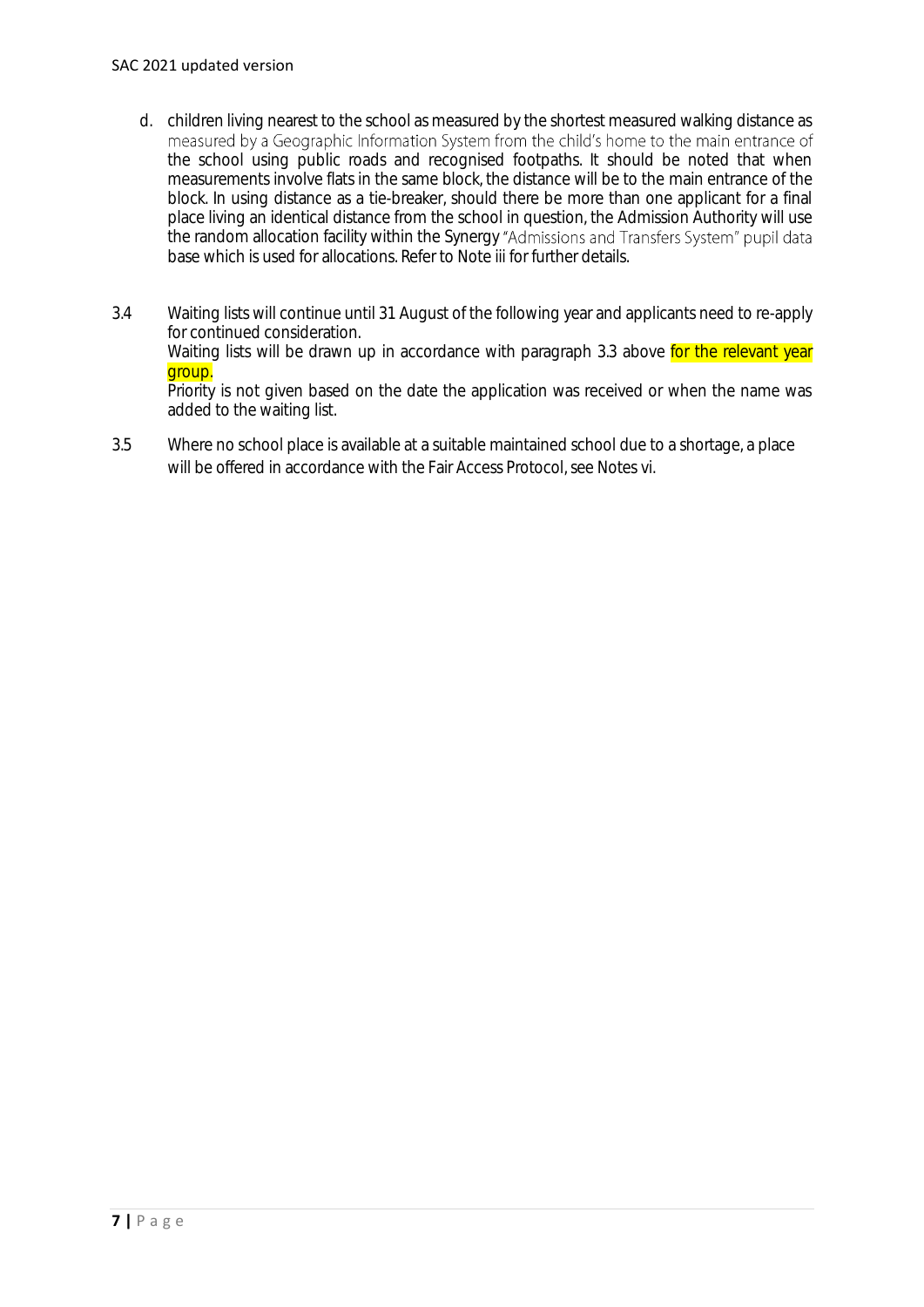d. children living nearest to the school as measured by the shortest measured walking distance as measured by a Geographic Information System from the child's home to the main entrance of the school using public roads and recognised footpaths. It should be noted that when measurements involve flats in the same block, the distance will be to the main entrance of the block. In using distance as a tie-breaker, should there be more than one applicant for a final place living an identical distance from the school in question, the Admission Authority will use the random allocation facility within the Synergy "Admissions and Transfers System" pupil data base which is used for allocations. Refer to Note iii for further details.

3.4 Waiting lists will continue until 31 August of the following year and applicants need to re-apply for continued consideration.
Waiting lists will be drawn up in accordance with paragraph 3.3 above for the relevant year group.
Priority is not given based on the date the application was received or when the name was added to the waiting list.

3.5 Where no school place is available at a suitable maintained school due to a shortage, a place will be offered in accordance with the Fair Access Protocol, see Notes vi.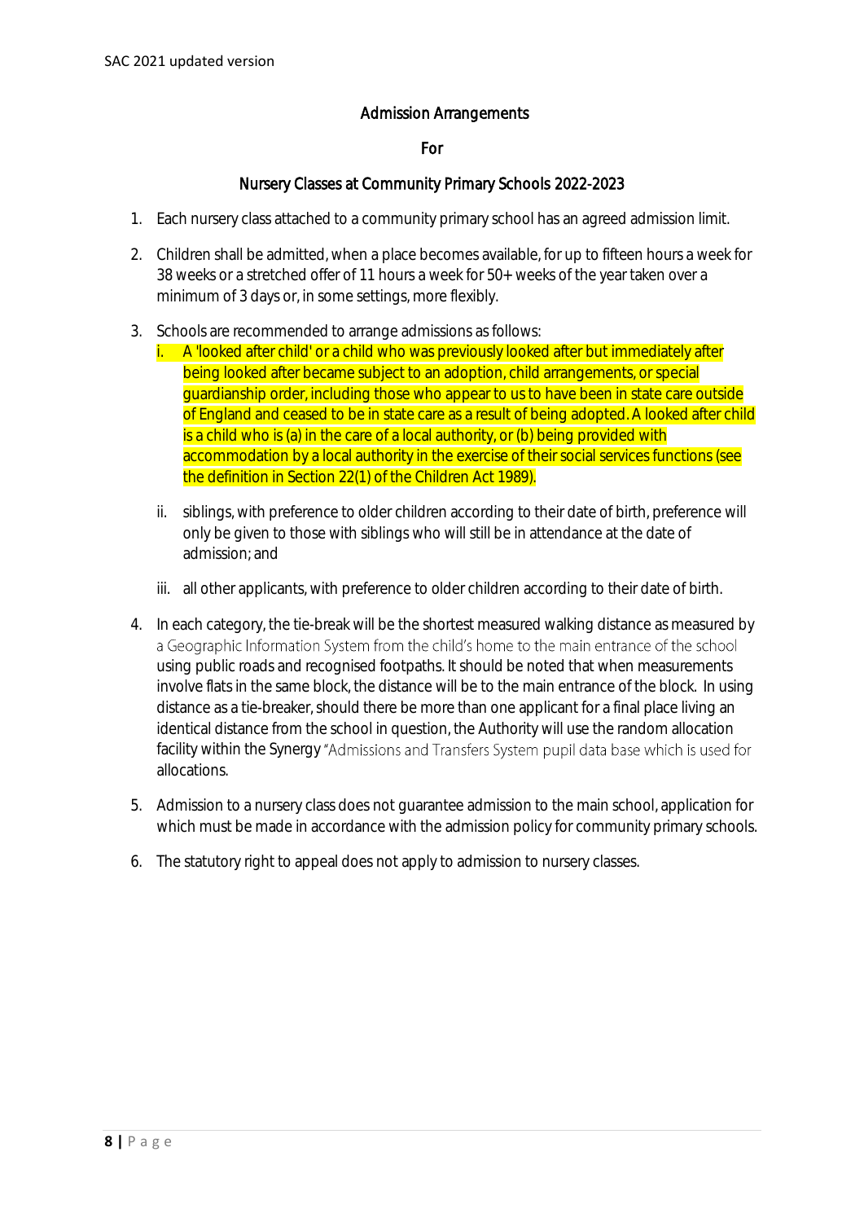## Admission Arrangements

## For

## Nursery Classes at Community Primary Schools 2022-2023

1. Each nursery class attached to a community primary school has an agreed admission limit.

2. Children shall be admitted, when a place becomes available, for up to fifteen hours a week for 38 weeks or a stretched offer of 11 hours a week for 50+ weeks of the year taken over a minimum of 3 days or, in some settings, more flexibly.

3. Schools are recommended to arrange admissions as follows:
   i. A 'looked after child' or a child who was previously looked after but immediately after being looked after became subject to an adoption, child arrangements, or special guardianship order, including those who appear to us to have been in state care outside of England and ceased to be in state care as a result of being adopted. A looked after child is a child who is (a) in the care of a local authority, or (b) being provided with accommodation by a local authority in the exercise of their social services functions (see the definition in Section 22(1) of the Children Act 1989).

   ii. siblings, with preference to older children according to their date of birth, preference will only be given to those with siblings who will still be in attendance at the date of admission; and

   iii. all other applicants, with preference to older children according to their date of birth.

4. In each category, the tie-break will be the shortest measured walking distance as measured by a Geographic Information System from the child's home to the main entrance of the school using public roads and recognised footpaths. It should be noted that when measurements involve flats in the same block, the distance will be to the main entrance of the block. In using distance as a tie-breaker, should there be more than one applicant for a final place living an identical distance from the school in question, the Authority will use the random allocation facility within the Synergy "Admissions and Transfers System pupil data base which is used for allocations.

5. Admission to a nursery class does not guarantee admission to the main school, application for which must be made in accordance with the admission policy for community primary schools.

6. The statutory right to appeal does not apply to admission to nursery classes.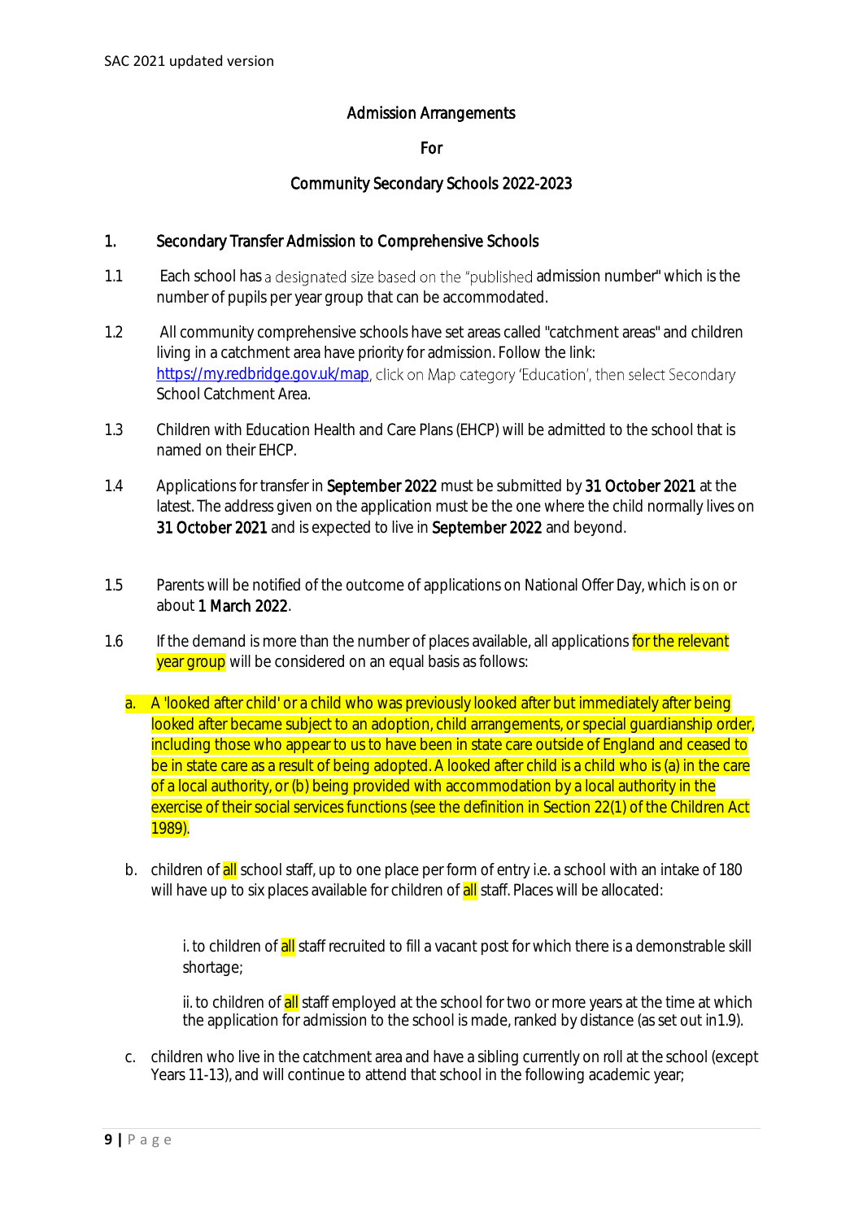Admission Arrangements

For

Community Secondary Schools 2022-2023

## 1. Secondary Transfer Admission to Comprehensive Schools

1.1 Each school has a designated size based on the "published admission number" which is the number of pupils per year group that can be accommodated.

1.2 All community comprehensive schools have set areas called "catchment areas" and children living in a catchment area have priority for admission. Follow the link: https://my.redbridge.gov.uk/map, click on Map category 'Education', then select Secondary School Catchment Area.

1.3 Children with Education Health and Care Plans (EHCP) will be admitted to the school that is named on their EHCP.

1.4 Applications for transfer in **September 2022** must be submitted by **31 October 2021** at the latest. The address given on the application must be the one where the child normally lives on **31 October 2021** and is expected to live in **September 2022** and beyond.

1.5 Parents will be notified of the outcome of applications on National Offer Day, which is on or about **1 March 2022**.

1.6 If the demand is more than the number of places available, all applications for the relevant year group will be considered on an equal basis as follows:

a. A 'looked after child' or a child who was previously looked after but immediately after being looked after became subject to an adoption, child arrangements, or special guardianship order, including those who appear to us to have been in state care outside of England and ceased to be in state care as a result of being adopted. A looked after child is a child who is (a) in the care of a local authority, or (b) being provided with accommodation by a local authority in the exercise of their social services functions (see the definition in Section 22(1) of the Children Act 1989).

b. children of all school staff, up to one place per form of entry i.e. a school with an intake of 180 will have up to six places available for children of all staff. Places will be allocated:

   i. to children of all staff recruited to fill a vacant post for which there is a demonstrable skill shortage;

   ii. to children of all staff employed at the school for two or more years at the time at which the application for admission to the school is made, ranked by distance (as set out in1.9).

c. children who live in the catchment area and have a sibling currently on roll at the school (except Years 11-13), and will continue to attend that school in the following academic year;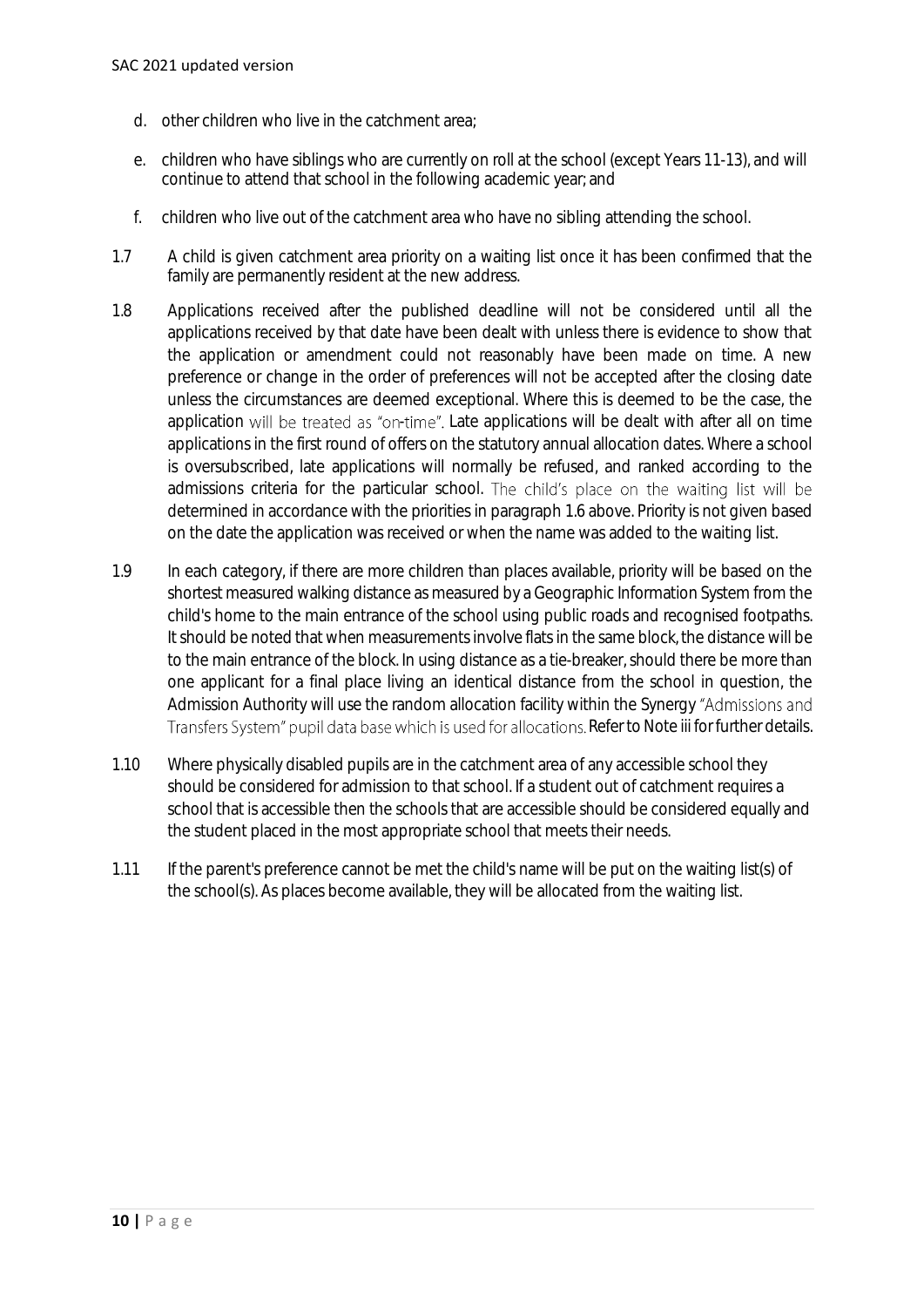d. other children who live in the catchment area;

e. children who have siblings who are currently on roll at the school (except Years 11-13), and will continue to attend that school in the following academic year; and

f. children who live out of the catchment area who have no sibling attending the school.

1.7 A child is given catchment area priority on a waiting list once it has been confirmed that the family are permanently resident at the new address.

1.8 Applications received after the published deadline will not be considered until all the applications received by that date have been dealt with unless there is evidence to show that the application or amendment could not reasonably have been made on time. A new preference or change in the order of preferences will not be accepted after the closing date unless the circumstances are deemed exceptional. Where this is deemed to be the case, the application will be treated as "on-time". Late applications will be dealt with after all on time applications in the first round of offers on the statutory annual allocation dates. Where a school is oversubscribed, late applications will normally be refused, and ranked according to the admissions criteria for the particular school. The child's place on the waiting list will be determined in accordance with the priorities in paragraph 1.6 above. Priority is not given based on the date the application was received or when the name was added to the waiting list.

1.9 In each category, if there are more children than places available, priority will be based on the shortest measured walking distance as measured by a Geographic Information System from the child's home to the main entrance of the school using public roads and recognised footpaths. It should be noted that when measurements involve flats in the same block, the distance will be to the main entrance of the block. In using distance as a tie-breaker, should there be more than one applicant for a final place living an identical distance from the school in question, the Admission Authority will use the random allocation facility within the Synergy "Admissions and Transfers System" pupil data base which is used for allocations. Refer to Note iii for further details.

1.10 Where physically disabled pupils are in the catchment area of any accessible school they should be considered for admission to that school. If a student out of catchment requires a school that is accessible then the schools that are accessible should be considered equally and the student placed in the most appropriate school that meets their needs.

1.11 If the parent's preference cannot be met the child's name will be put on the waiting list(s) of the school(s). As places become available, they will be allocated from the waiting list.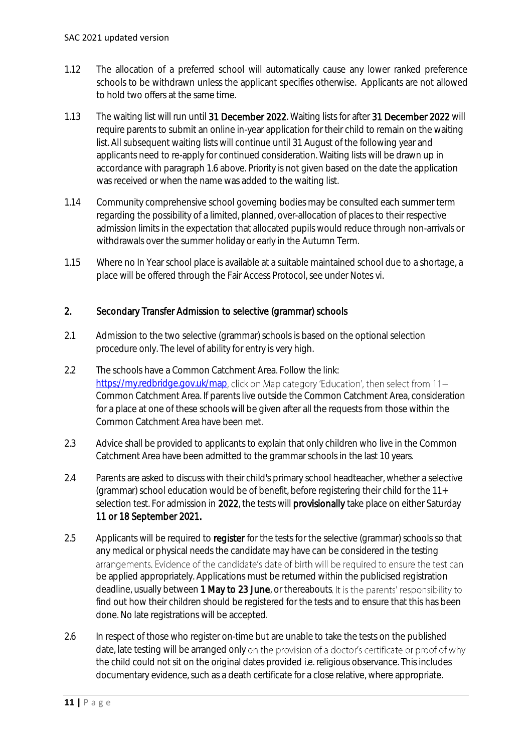1.12 The allocation of a preferred school will automatically cause any lower ranked preference schools to be withdrawn unless the applicant specifies otherwise. Applicants are not allowed to hold two offers at the same time.

1.13 The waiting list will run until **31 December 2022**. Waiting lists for after **31 December 2022** will require parents to submit an online in-year application for their child to remain on the waiting list. All subsequent waiting lists will continue until 31 August of the following year and applicants need to re-apply for continued consideration. Waiting lists will be drawn up in accordance with paragraph 1.6 above. Priority is not given based on the date the application was received or when the name was added to the waiting list.

1.14 Community comprehensive school governing bodies may be consulted each summer term regarding the possibility of a limited, planned, over-allocation of places to their respective admission limits in the expectation that allocated pupils would reduce through non-arrivals or withdrawals over the summer holiday or early in the Autumn Term.

1.15 Where no In Year school place is available at a suitable maintained school due to a shortage, a place will be offered through the Fair Access Protocol, see under Notes vi.

## 2. Secondary Transfer Admission to selective (grammar) schools

2.1 Admission to the two selective (grammar) schools is based on the optional selection procedure only. The level of ability for entry is very high.

2.2 The schools have a Common Catchment Area. Follow the link: https://my.redbridge.gov.uk/map, click on Map category 'Education', then select from 11+ Common Catchment Area. If parents live outside the Common Catchment Area, consideration for a place at one of these schools will be given after all the requests from those within the Common Catchment Area have been met.

2.3 Advice shall be provided to applicants to explain that only children who live in the Common Catchment Area have been admitted to the grammar schools in the last 10 years.

2.4 Parents are asked to discuss with their child's primary school headteacher, whether a selective (grammar) school education would be of benefit, before registering their child for the 11+ selection test. For admission in **2022**, the tests will **provisionally** take place on either Saturday **11 or 18 September 2021.**

2.5 Applicants will be required to **register** for the tests for the selective (grammar) schools so that any medical or physical needs the candidate may have can be considered in the testing arrangements. Evidence of the candidate's date of birth will be required to ensure the test can be applied appropriately. Applications must be returned within the publicised registration deadline, usually between **1 May to 23 June**, or thereabouts. It is the parents' responsibility to find out how their children should be registered for the tests and to ensure that this has been done. No late registrations will be accepted.

2.6 In respect of those who register on-time but are unable to take the tests on the published date, late testing will be arranged only on the provision of a doctor's certificate or proof of why the child could not sit on the original dates provided i.e. religious observance. This includes documentary evidence, such as a death certificate for a close relative, where appropriate.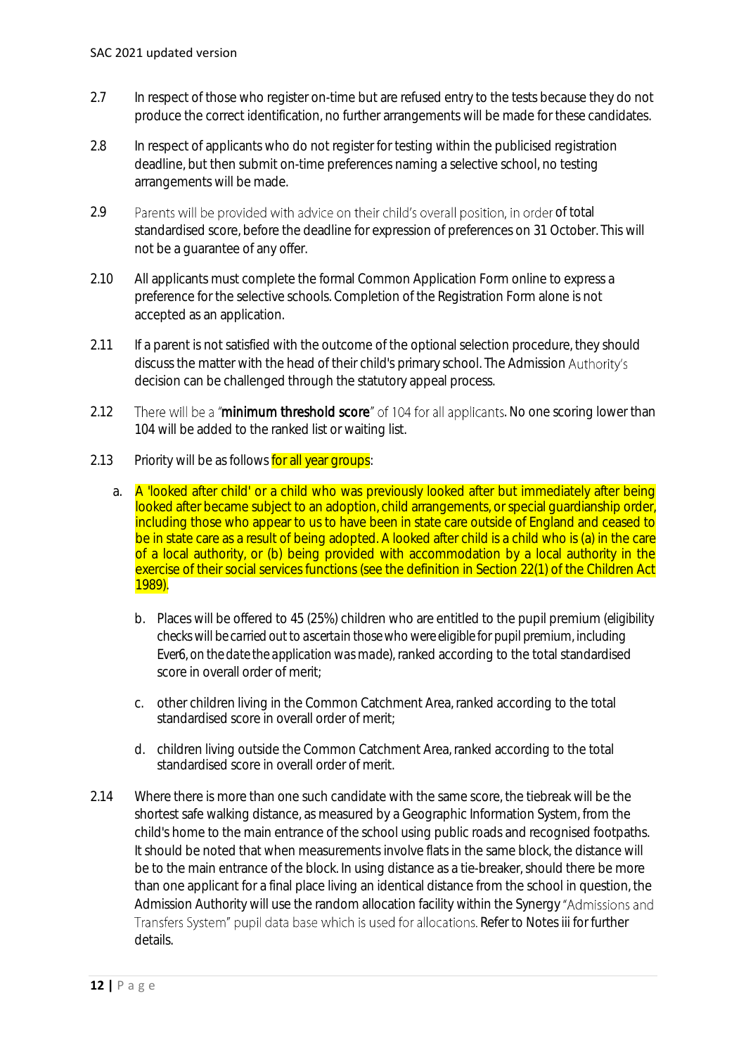2.7 In respect of those who register on-time but are refused entry to the tests because they do not produce the correct identification, no further arrangements will be made for these candidates.

2.8 In respect of applicants who do not register for testing within the publicised registration deadline, but then submit on-time preferences naming a selective school, no testing arrangements will be made.

2.9 Parents will be provided with advice on their child's overall position, in order of total standardised score, before the deadline for expression of preferences on 31 October. This will not be a guarantee of any offer.

2.10 All applicants must complete the formal Common Application Form online to express a preference for the selective schools. Completion of the Registration Form alone is not accepted as an application.

2.11 If a parent is not satisfied with the outcome of the optional selection procedure, they should discuss the matter with the head of their child's primary school. The Admission Authority's decision can be challenged through the statutory appeal process.

2.12 There will be a "**minimum threshold score**" of 104 for all applicants. No one scoring lower than 104 will be added to the ranked list or waiting list.

2.13 Priority will be as follows for all year groups:

a. A 'looked after child' or a child who was previously looked after but immediately after being looked after became subject to an adoption, child arrangements, or special guardianship order, including those who appear to us to have been in state care outside of England and ceased to be in state care as a result of being adopted. A looked after child is a child who is (a) in the care of a local authority, or (b) being provided with accommodation by a local authority in the exercise of their social services functions (see the definition in Section 22(1) of the Children Act 1989).

b. Places will be offered to 45 (25%) children who are entitled to the pupil premium (eligibility checks will be carried out to ascertain those who were eligible for pupil premium, including Ever6, on the date the application was made), ranked according to the total standardised score in overall order of merit;

c. other children living in the Common Catchment Area, ranked according to the total standardised score in overall order of merit;

d. children living outside the Common Catchment Area, ranked according to the total standardised score in overall order of merit.

2.14 Where there is more than one such candidate with the same score, the tiebreak will be the shortest safe walking distance, as measured by a Geographic Information System, from the child's home to the main entrance of the school using public roads and recognised footpaths. It should be noted that when measurements involve flats in the same block, the distance will be to the main entrance of the block. In using distance as a tie-breaker, should there be more than one applicant for a final place living an identical distance from the school in question, the Admission Authority will use the random allocation facility within the Synergy "Admissions and Transfers System" pupil data base which is used for allocations. Refer to Notes iii for further details.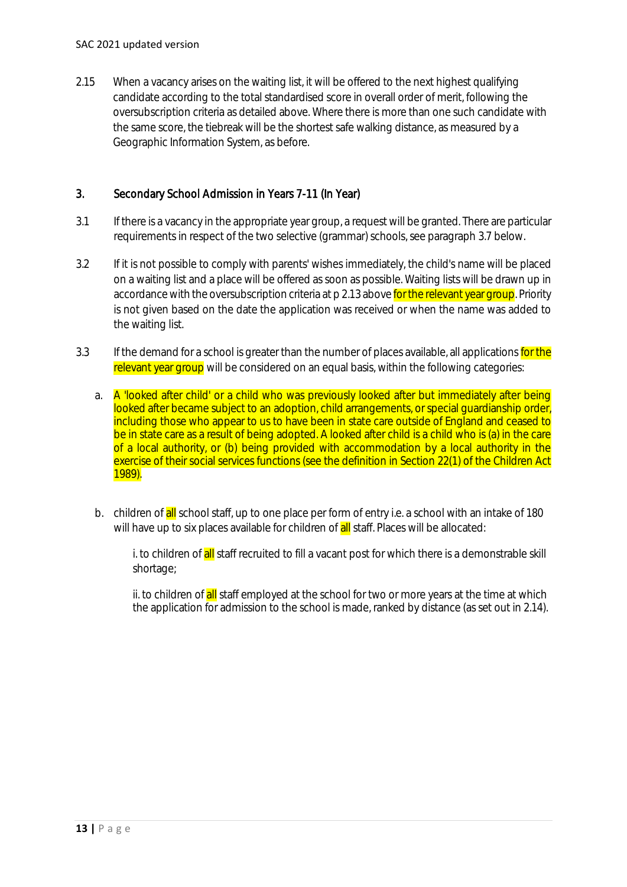2.15 When a vacancy arises on the waiting list, it will be offered to the next highest qualifying candidate according to the total standardised score in overall order of merit, following the oversubscription criteria as detailed above. Where there is more than one such candidate with the same score, the tiebreak will be the shortest safe walking distance, as measured by a Geographic Information System, as before.

## 3. Secondary School Admission in Years 7-11 (In Year)

3.1 If there is a vacancy in the appropriate year group, a request will be granted. There are particular requirements in respect of the two selective (grammar) schools, see paragraph 3.7 below.

3.2 If it is not possible to comply with parents' wishes immediately, the child's name will be placed on a waiting list and a place will be offered as soon as possible. Waiting lists will be drawn up in accordance with the oversubscription criteria at p 2.13 above for the relevant year group. Priority is not given based on the date the application was received or when the name was added to the waiting list.

3.3 If the demand for a school is greater than the number of places available, all applications for the relevant year group will be considered on an equal basis, within the following categories:

a. A 'looked after child' or a child who was previously looked after but immediately after being looked after became subject to an adoption, child arrangements, or special guardianship order, including those who appear to us to have been in state care outside of England and ceased to be in state care as a result of being adopted. A looked after child is a child who is (a) in the care of a local authority, or (b) being provided with accommodation by a local authority in the exercise of their social services functions (see the definition in Section 22(1) of the Children Act 1989).

b. children of all school staff, up to one place per form of entry i.e. a school with an intake of 180 will have up to six places available for children of all staff. Places will be allocated:

   i. to children of all staff recruited to fill a vacant post for which there is a demonstrable skill shortage;

   ii. to children of all staff employed at the school for two or more years at the time at which the application for admission to the school is made, ranked by distance (as set out in 2.14).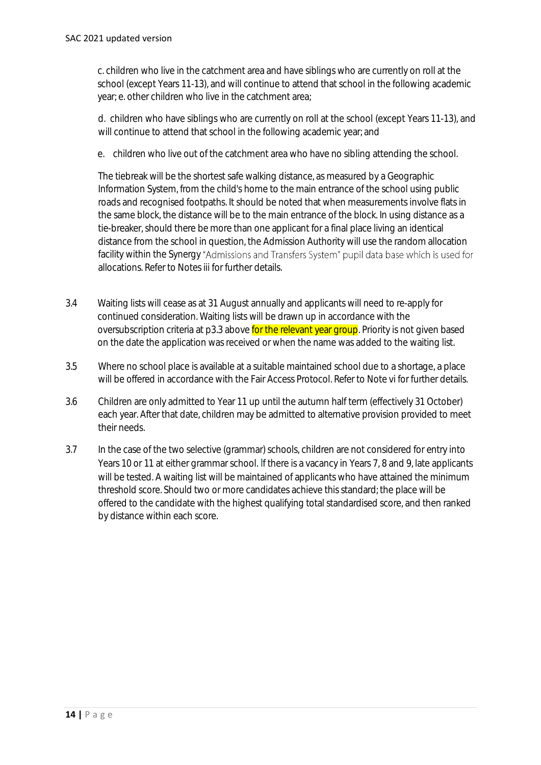c. children who live in the catchment area and have siblings who are currently on roll at the school (except Years 11-13), and will continue to attend that school in the following academic year; e. other children who live in the catchment area;

d. children who have siblings who are currently on roll at the school (except Years 11-13), and will continue to attend that school in the following academic year; and

e. children who live out of the catchment area who have no sibling attending the school.

The tiebreak will be the shortest safe walking distance, as measured by a Geographic Information System, from the child's home to the main entrance of the school using public roads and recognised footpaths. It should be noted that when measurements involve flats in the same block, the distance will be to the main entrance of the block. In using distance as a tie-breaker, should there be more than one applicant for a final place living an identical distance from the school in question, the Admission Authority will use the random allocation facility within the Synergy "Admissions and Transfers System" pupil data base which is used for allocations. Refer to Notes iii for further details.

3.4 Waiting lists will cease as at 31 August annually and applicants will need to re-apply for continued consideration. Waiting lists will be drawn up in accordance with the oversubscription criteria at p3.3 above for the relevant year group. Priority is not given based on the date the application was received or when the name was added to the waiting list.

3.5 Where no school place is available at a suitable maintained school due to a shortage, a place will be offered in accordance with the Fair Access Protocol. Refer to Note vi for further details.

3.6 Children are only admitted to Year 11 up until the autumn half term (effectively 31 October) each year. After that date, children may be admitted to alternative provision provided to meet their needs.

3.7 In the case of the two selective (grammar) schools, children are not considered for entry into Years 10 or 11 at either grammar school. If there is a vacancy in Years 7, 8 and 9, late applicants will be tested. A waiting list will be maintained of applicants who have attained the minimum threshold score. Should two or more candidates achieve this standard; the place will be offered to the candidate with the highest qualifying total standardised score, and then ranked by distance within each score.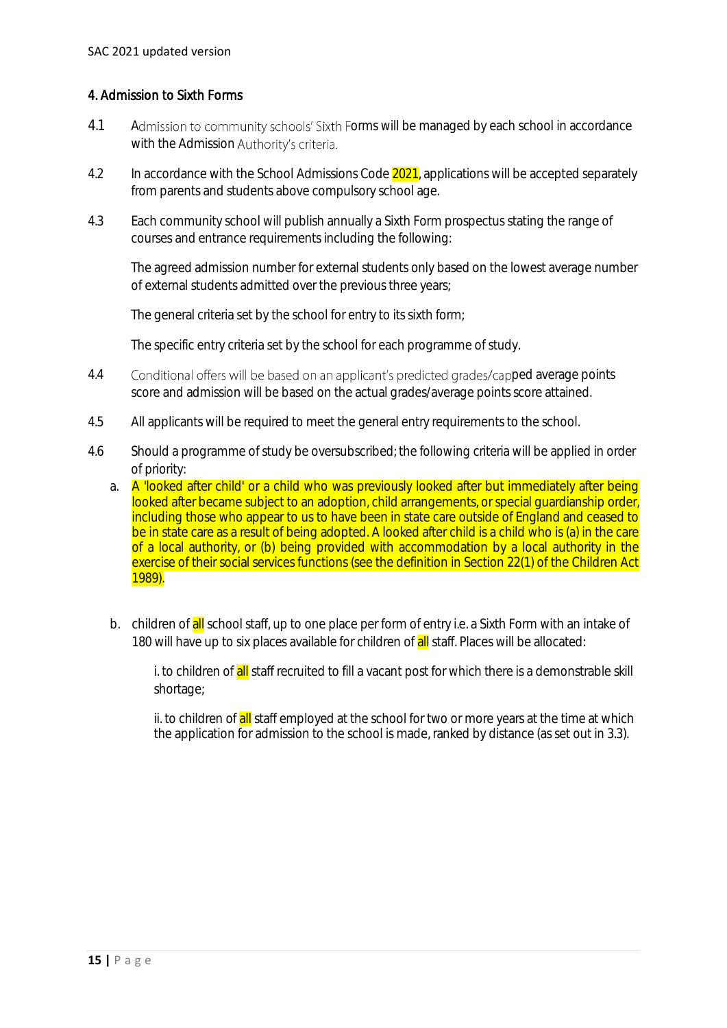## 4. Admission to Sixth Forms

4.1 Admission to community schools' Sixth Forms will be managed by each school in accordance with the Admission Authority's criteria.

4.2 In accordance with the School Admissions Code 2021, applications will be accepted separately from parents and students above compulsory school age.

4.3 Each community school will publish annually a Sixth Form prospectus stating the range of courses and entrance requirements including the following:

The agreed admission number for external students only based on the lowest average number of external students admitted over the previous three years;

The general criteria set by the school for entry to its sixth form;

The specific entry criteria set by the school for each programme of study.

4.4 Conditional offers will be based on an applicant's predicted grades/capped average points score and admission will be based on the actual grades/average points score attained.

4.5 All applicants will be required to meet the general entry requirements to the school.

4.6 Should a programme of study be oversubscribed; the following criteria will be applied in order of priority:

a. A 'looked after child' or a child who was previously looked after but immediately after being looked after became subject to an adoption, child arrangements, or special guardianship order, including those who appear to us to have been in state care outside of England and ceased to be in state care as a result of being adopted. A looked after child is a child who is (a) in the care of a local authority, or (b) being provided with accommodation by a local authority in the exercise of their social services functions (see the definition in Section 22(1) of the Children Act 1989).

b. children of all school staff, up to one place per form of entry i.e. a Sixth Form with an intake of 180 will have up to six places available for children of all staff. Places will be allocated:

i. to children of all staff recruited to fill a vacant post for which there is a demonstrable skill shortage;

ii. to children of all staff employed at the school for two or more years at the time at which the application for admission to the school is made, ranked by distance (as set out in 3.3).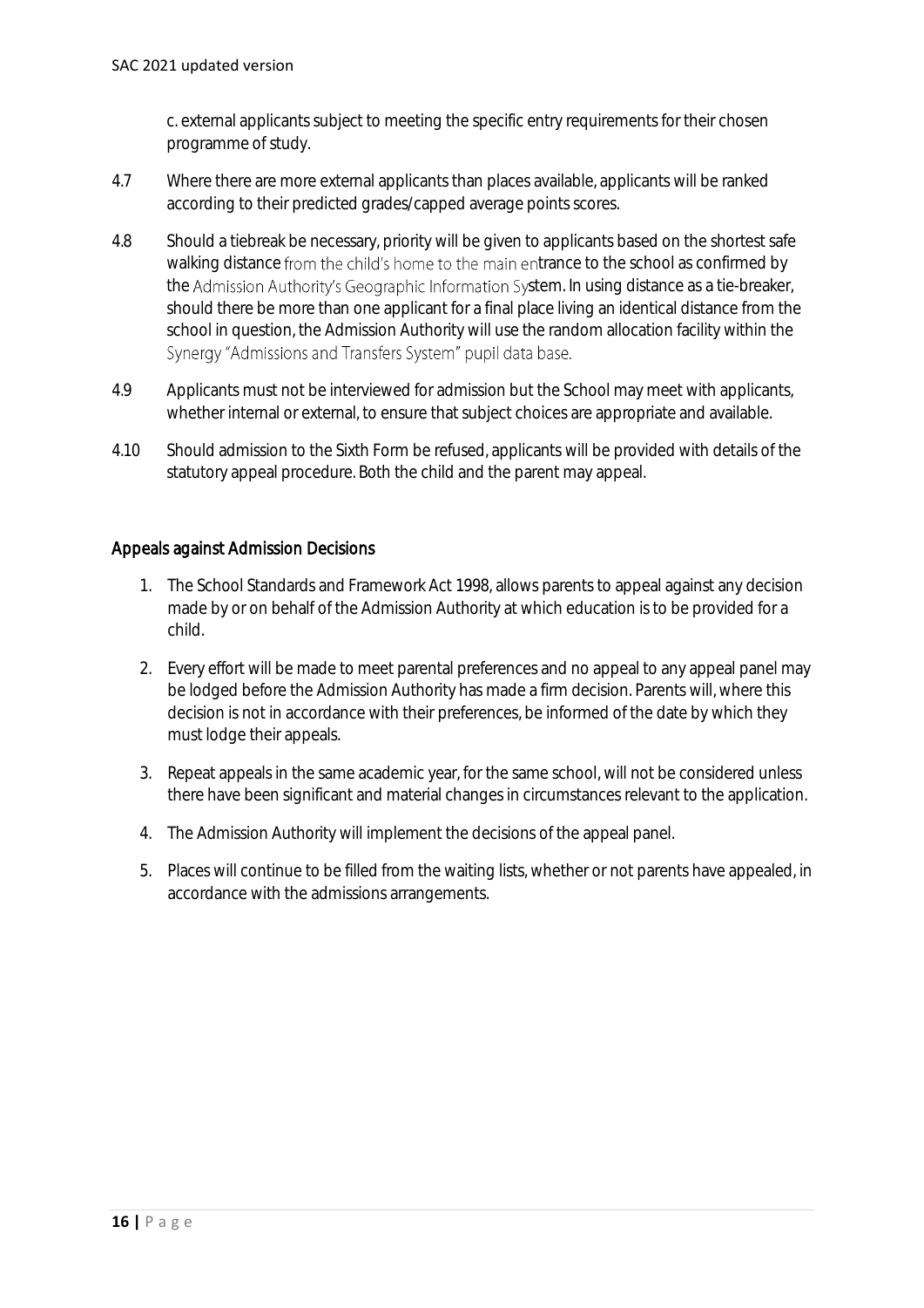c. external applicants subject to meeting the specific entry requirements for their chosen programme of study.

4.7 Where there are more external applicants than places available, applicants will be ranked according to their predicted grades/capped average points scores.

4.8 Should a tiebreak be necessary, priority will be given to applicants based on the shortest safe walking distance from the child's home to the main entrance to the school as confirmed by the Admission Authority's Geographic Information System. In using distance as a tie-breaker, should there be more than one applicant for a final place living an identical distance from the school in question, the Admission Authority will use the random allocation facility within the Synergy "Admissions and Transfers System" pupil data base.

4.9 Applicants must not be interviewed for admission but the School may meet with applicants, whether internal or external, to ensure that subject choices are appropriate and available.

4.10 Should admission to the Sixth Form be refused, applicants will be provided with details of the statutory appeal procedure. Both the child and the parent may appeal.

## Appeals against Admission Decisions

1. The School Standards and Framework Act 1998, allows parents to appeal against any decision made by or on behalf of the Admission Authority at which education is to be provided for a child.
2. Every effort will be made to meet parental preferences and no appeal to any appeal panel may be lodged before the Admission Authority has made a firm decision. Parents will, where this decision is not in accordance with their preferences, be informed of the date by which they must lodge their appeals.
3. Repeat appeals in the same academic year, for the same school, will not be considered unless there have been significant and material changes in circumstances relevant to the application.
4. The Admission Authority will implement the decisions of the appeal panel.
5. Places will continue to be filled from the waiting lists, whether or not parents have appealed, in accordance with the admissions arrangements.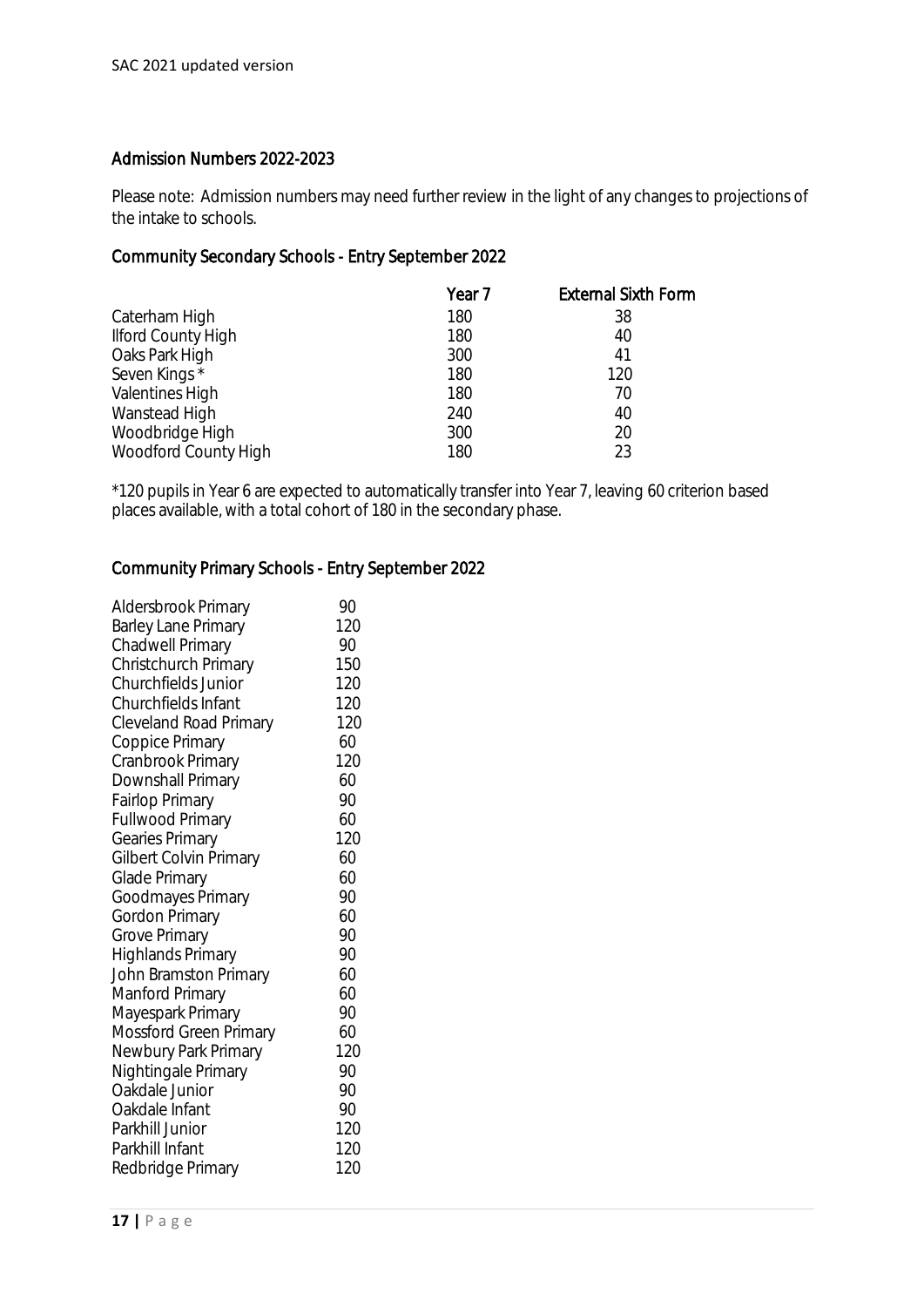## Admission Numbers 2022-2023

Please note: Admission numbers may need further review in the light of any changes to projections of the intake to schools.

### Community Secondary Schools - Entry September 2022

| | Year 7 | External Sixth Form |
|---|---|---|
| Caterham High | 180 | 38 |
| Ilford County High | 180 | 40 |
| Oaks Park High | 300 | 41 |
| Seven Kings * | 180 | 120 |
| Valentines High | 180 | 70 |
| Wanstead High | 240 | 40 |
| Woodbridge High | 300 | 20 |
| Woodford County High | 180 | 23 |

*120 pupils in Year 6 are expected to automatically transfer into Year 7, leaving 60 criterion based places available, with a total cohort of 180 in the secondary phase.

### Community Primary Schools - Entry September 2022

| | |
|---|---|
| Aldersbrook Primary | 90 |
| Barley Lane Primary | 120 |
| Chadwell Primary | 90 |
| Christchurch Primary | 150 |
| Churchfields Junior | 120 |
| Churchfields Infant | 120 |
| Cleveland Road Primary | 120 |
| Coppice Primary | 60 |
| Cranbrook Primary | 120 |
| Downshall Primary | 60 |
| Fairlop Primary | 90 |
| Fullwood Primary | 60 |
| Gearies Primary | 120 |
| Gilbert Colvin Primary | 60 |
| Glade Primary | 60 |
| Goodmayes Primary | 90 |
| Gordon Primary | 60 |
| Grove Primary | 90 |
| Highlands Primary | 90 |
| John Bramston Primary | 60 |
| Manford Primary | 60 |
| Mayespark Primary | 90 |
| Mossford Green Primary | 60 |
| Newbury Park Primary | 120 |
| Nightingale Primary | 90 |
| Oakdale Junior | 90 |
| Oakdale Infant | 90 |
| Parkhill Junior | 120 |
| Parkhill Infant | 120 |
| Redbridge Primary | 120 |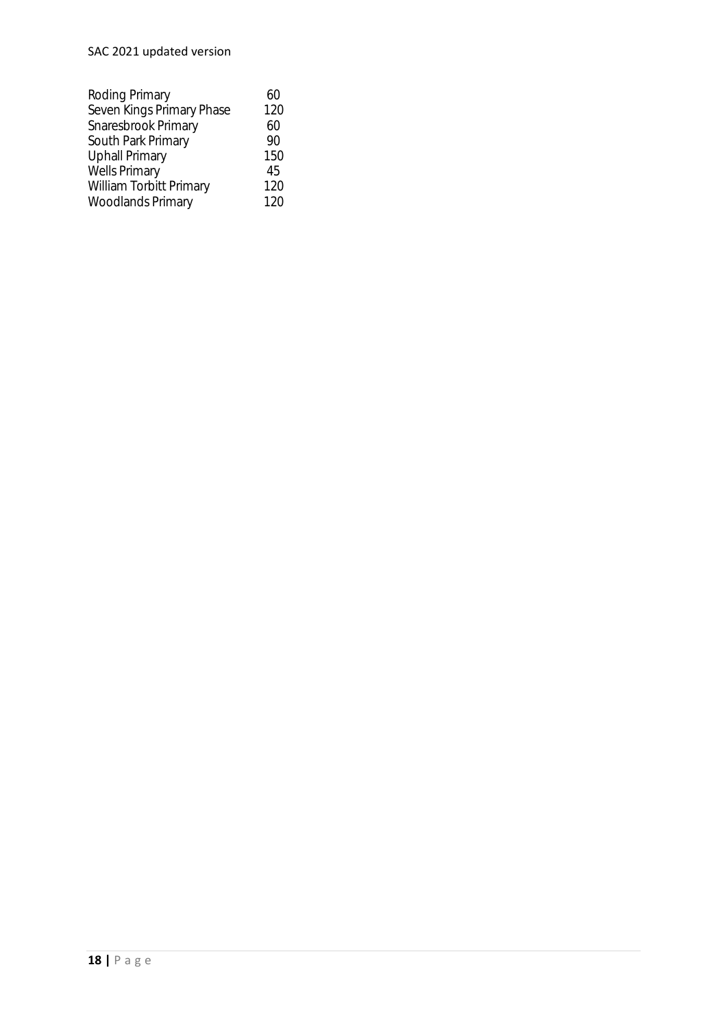| | |
|---|---|
| Roding Primary | 60 |
| Seven Kings Primary Phase | 120 |
| Snaresbrook Primary | 60 |
| South Park Primary | 90 |
| Uphall Primary | 150 |
| Wells Primary | 45 |
| William Torbitt Primary | 120 |
| Woodlands Primary | 120 |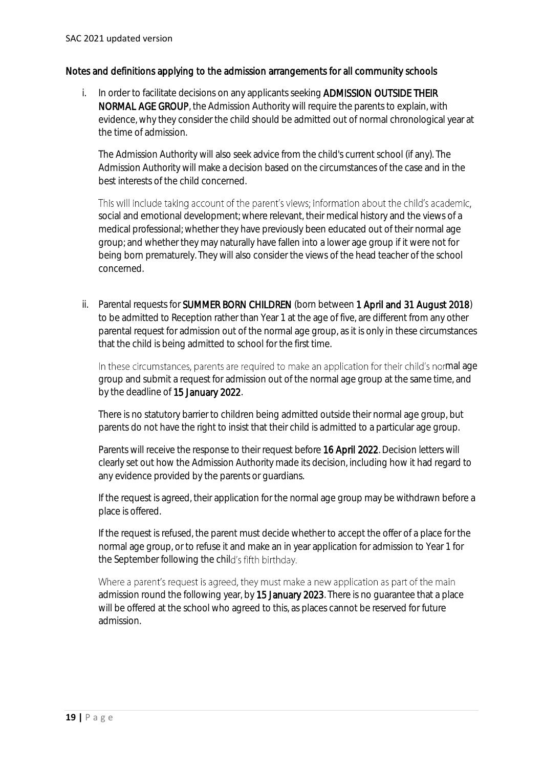**Notes and definitions applying to the admission arrangements for all community schools**

i. In order to facilitate decisions on any applicants seeking **ADMISSION OUTSIDE THEIR NORMAL AGE GROUP**, the Admission Authority will require the parents to explain, with evidence, why they consider the child should be admitted out of normal chronological year at the time of admission.

   The Admission Authority will also seek advice from the child's current school (if any). The Admission Authority will make a decision based on the circumstances of the case and in the best interests of the child concerned.

   This will include taking account of the parent's views; information about the child's academic, social and emotional development; where relevant, their medical history and the views of a medical professional; whether they have previously been educated out of their normal age group; and whether they may naturally have fallen into a lower age group if it were not for being born prematurely. They will also consider the views of the head teacher of the school concerned.

ii. Parental requests for **SUMMER BORN CHILDREN** (born between **1 April and 31 August 2018**) to be admitted to Reception rather than Year 1 at the age of five, are different from any other parental request for admission out of the normal age group, as it is only in these circumstances that the child is being admitted to school for the first time.

   In these circumstances, parents are required to make an application for their child's normal age group and submit a request for admission out of the normal age group at the same time, and by the deadline of **15 January 2022**.

   There is no statutory barrier to children being admitted outside their normal age group, but parents do not have the right to insist that their child is admitted to a particular age group.

   Parents will receive the response to their request before **16 April 2022**. Decision letters will clearly set out how the Admission Authority made its decision, including how it had regard to any evidence provided by the parents or guardians.

   If the request is agreed, their application for the normal age group may be withdrawn before a place is offered.

   If the request is refused, the parent must decide whether to accept the offer of a place for the normal age group, or to refuse it and make an in year application for admission to Year 1 for the September following the child's fifth birthday.

   Where a parent's request is agreed, they must make a new application as part of the main admission round the following year, by **15 January 2023**. There is no guarantee that a place will be offered at the school who agreed to this, as places cannot be reserved for future admission.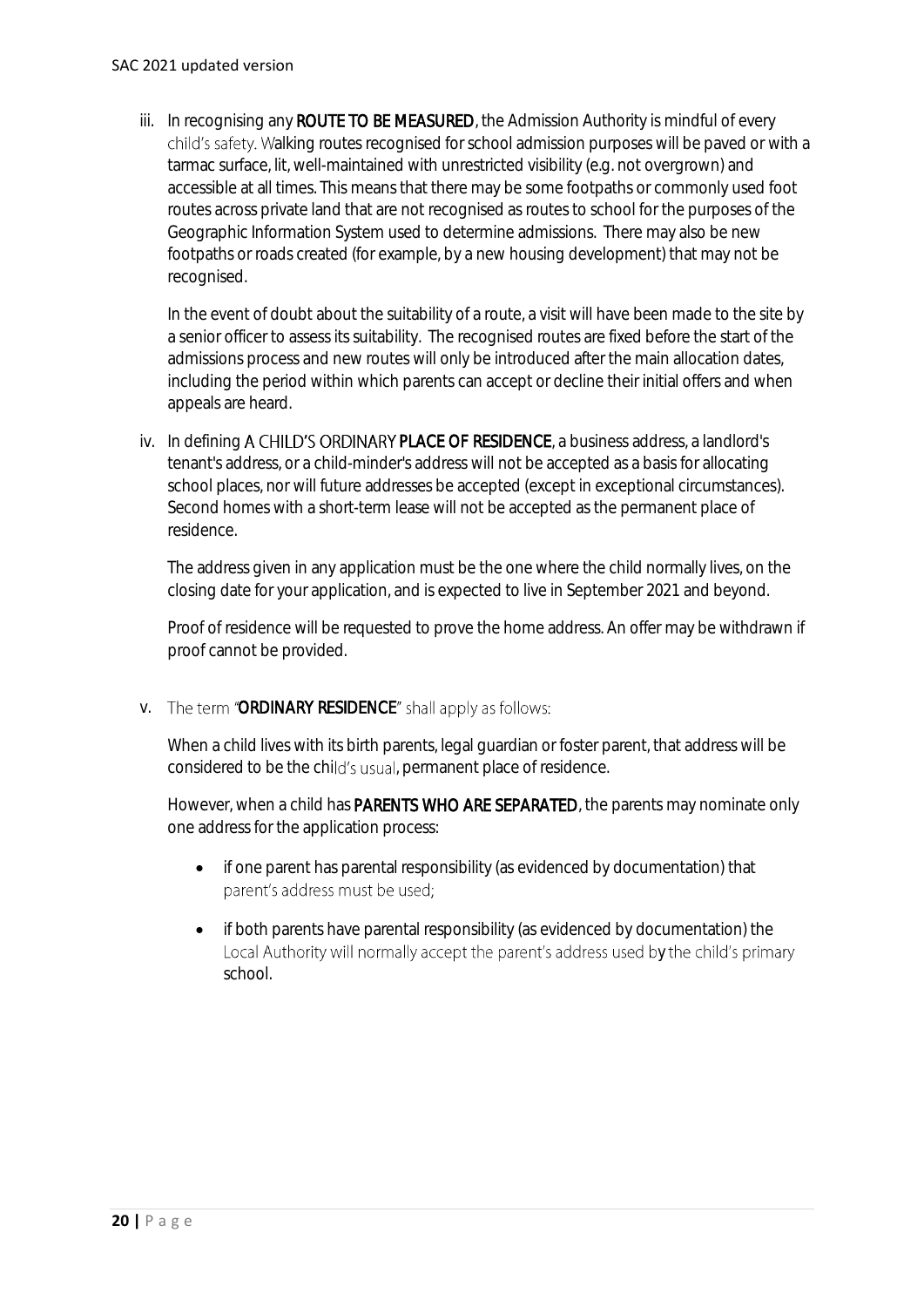iii. In recognising any **ROUTE TO BE MEASURED**, the Admission Authority is mindful of every child's safety. Walking routes recognised for school admission purposes will be paved or with a tarmac surface, lit, well-maintained with unrestricted visibility (e.g. not overgrown) and accessible at all times. This means that there may be some footpaths or commonly used foot routes across private land that are not recognised as routes to school for the purposes of the Geographic Information System used to determine admissions. There may also be new footpaths or roads created (for example, by a new housing development) that may not be recognised.

   In the event of doubt about the suitability of a route, a visit will have been made to the site by a senior officer to assess its suitability. The recognised routes are fixed before the start of the admissions process and new routes will only be introduced after the main allocation dates, including the period within which parents can accept or decline their initial offers and when appeals are heard.

iv. In defining **A CHILD'S ORDINARY PLACE OF RESIDENCE**, a business address, a landlord's tenant's address, or a child-minder's address will not be accepted as a basis for allocating school places, nor will future addresses be accepted (except in exceptional circumstances). Second homes with a short-term lease will not be accepted as the permanent place of residence.

   The address given in any application must be the one where the child normally lives, on the closing date for your application, and is expected to live in September 2021 and beyond.

   Proof of residence will be requested to prove the home address. An offer may be withdrawn if proof cannot be provided.

v. The term "**ORDINARY RESIDENCE**" shall apply as follows:

   When a child lives with its birth parents, legal guardian or foster parent, that address will be considered to be the child's usual, permanent place of residence.

   However, when a child has **PARENTS WHO ARE SEPARATED**, the parents may nominate only one address for the application process:

   - if one parent has parental responsibility (as evidenced by documentation) that parent's address must be used;
   - if both parents have parental responsibility (as evidenced by documentation) the Local Authority will normally accept the parent's address used by the child's primary school.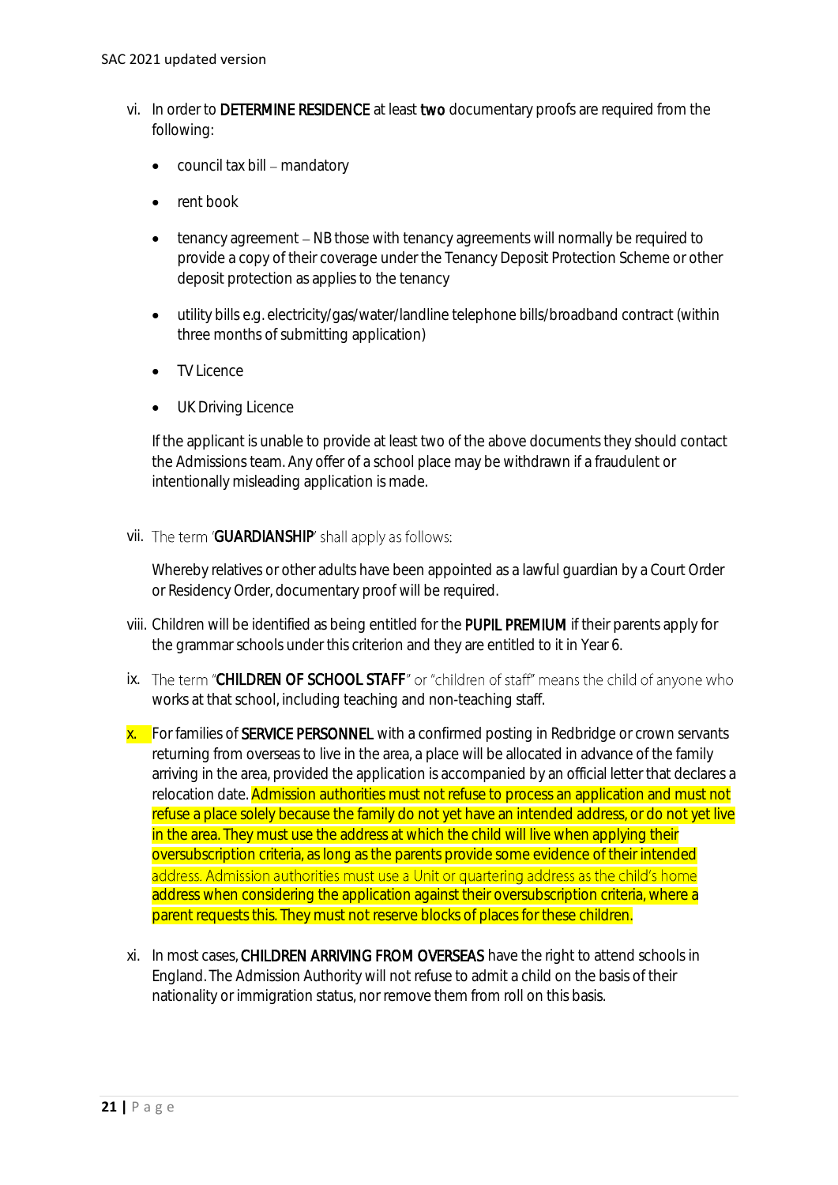vi. In order to **DETERMINE RESIDENCE** at least **two** documentary proofs are required from the following:

- council tax bill – mandatory
- rent book
- tenancy agreement – NB those with tenancy agreements will normally be required to provide a copy of their coverage under the Tenancy Deposit Protection Scheme or other deposit protection as applies to the tenancy
- utility bills e.g. electricity/gas/water/landline telephone bills/broadband contract (within three months of submitting application)
- TV Licence
- UK Driving Licence

If the applicant is unable to provide at least two of the above documents they should contact the Admissions team. Any offer of a school place may be withdrawn if a fraudulent or intentionally misleading application is made.

vii. The term '**GUARDIANSHIP**' shall apply as follows:

Whereby relatives or other adults have been appointed as a lawful guardian by a Court Order or Residency Order, documentary proof will be required.

viii. Children will be identified as being entitled for the **PUPIL PREMIUM** if their parents apply for the grammar schools under this criterion and they are entitled to it in Year 6.

ix. The term "**CHILDREN OF SCHOOL STAFF**" or "children of staff" means the child of anyone who works at that school, including teaching and non-teaching staff.

x. For families of **SERVICE PERSONNEL** with a confirmed posting in Redbridge or crown servants returning from overseas to live in the area, a place will be allocated in advance of the family arriving in the area, provided the application is accompanied by an official letter that declares a relocation date. Admission authorities must not refuse to process an application and must not refuse a place solely because the family do not yet have an intended address, or do not yet live in the area. They must use the address at which the child will live when applying their oversubscription criteria, as long as the parents provide some evidence of their intended address. Admission authorities must use a Unit or quartering address as the child's home address when considering the application against their oversubscription criteria, where a parent requests this. They must not reserve blocks of places for these children.

xi. In most cases, **CHILDREN ARRIVING FROM OVERSEAS** have the right to attend schools in England. The Admission Authority will not refuse to admit a child on the basis of their nationality or immigration status, nor remove them from roll on this basis.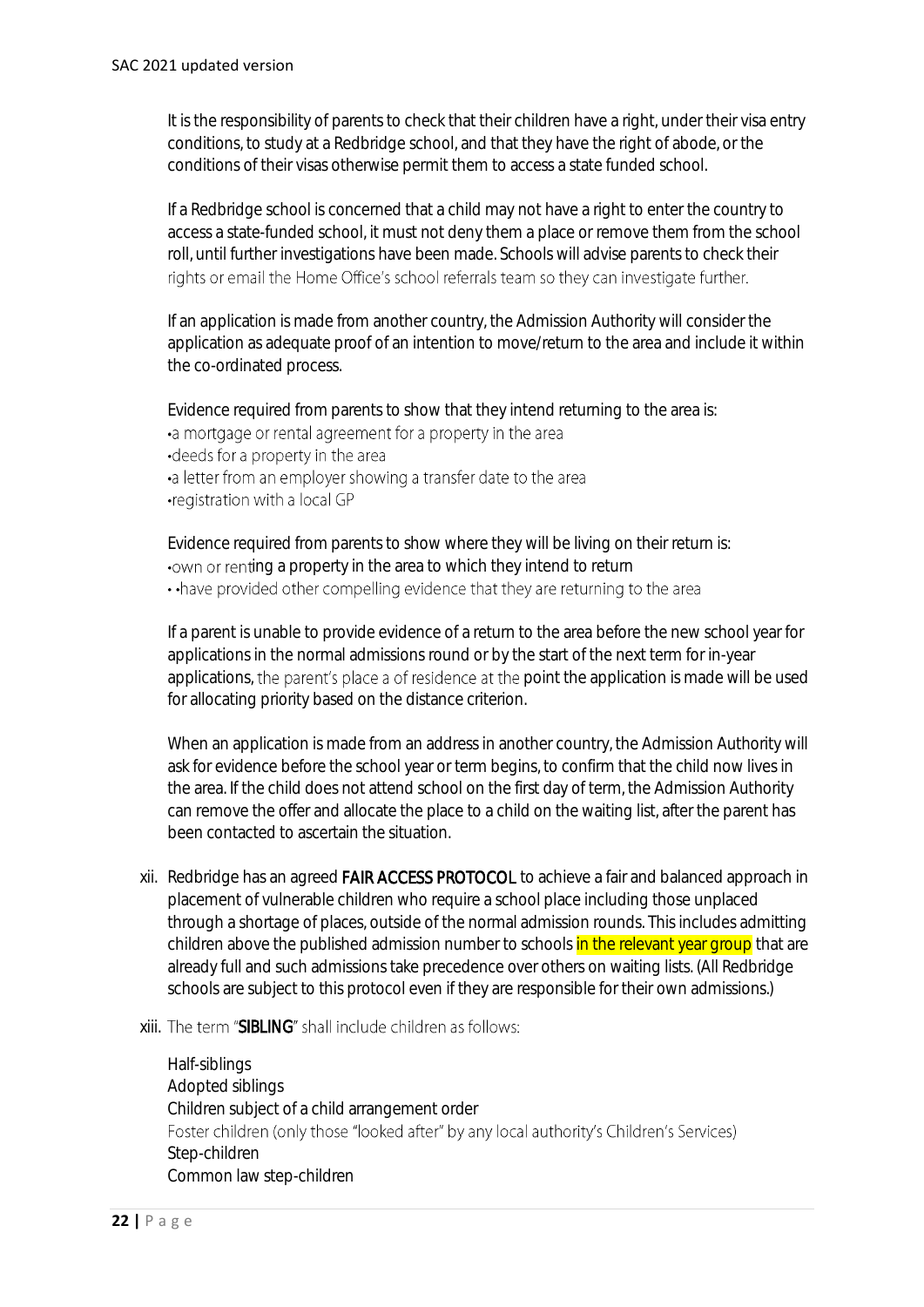It is the responsibility of parents to check that their children have a right, under their visa entry conditions, to study at a Redbridge school, and that they have the right of abode, or the conditions of their visas otherwise permit them to access a state funded school.

If a Redbridge school is concerned that a child may not have a right to enter the country to access a state-funded school, it must not deny them a place or remove them from the school roll, until further investigations have been made. Schools will advise parents to check their rights or email the Home Office's school referrals team so they can investigate further.

If an application is made from another country, the Admission Authority will consider the application as adequate proof of an intention to move/return to the area and include it within the co-ordinated process.

Evidence required from parents to show that they intend returning to the area is:
•a mortgage or rental agreement for a property in the area
•deeds for a property in the area
•a letter from an employer showing a transfer date to the area
•registration with a local GP

Evidence required from parents to show where they will be living on their return is:
•own or renting a property in the area to which they intend to return
• •have provided other compelling evidence that they are returning to the area

If a parent is unable to provide evidence of a return to the area before the new school year for applications in the normal admissions round or by the start of the next term for in-year applications, the parent's place a of residence at the point the application is made will be used for allocating priority based on the distance criterion.

When an application is made from an address in another country, the Admission Authority will ask for evidence before the school year or term begins, to confirm that the child now lives in the area. If the child does not attend school on the first day of term, the Admission Authority can remove the offer and allocate the place to a child on the waiting list, after the parent has been contacted to ascertain the situation.

xii. Redbridge has an agreed **FAIR ACCESS PROTOCOL** to achieve a fair and balanced approach in placement of vulnerable children who require a school place including those unplaced through a shortage of places, outside of the normal admission rounds. This includes admitting children above the published admission number to schools in the relevant year group that are already full and such admissions take precedence over others on waiting lists. (All Redbridge schools are subject to this protocol even if they are responsible for their own admissions.)

xiii. The term "**SIBLING**" shall include children as follows:

Half-siblings
Adopted siblings
Children subject of a child arrangement order
Foster children (only those "looked after" by any local authority's Children's Services)
Step-children
Common law step-children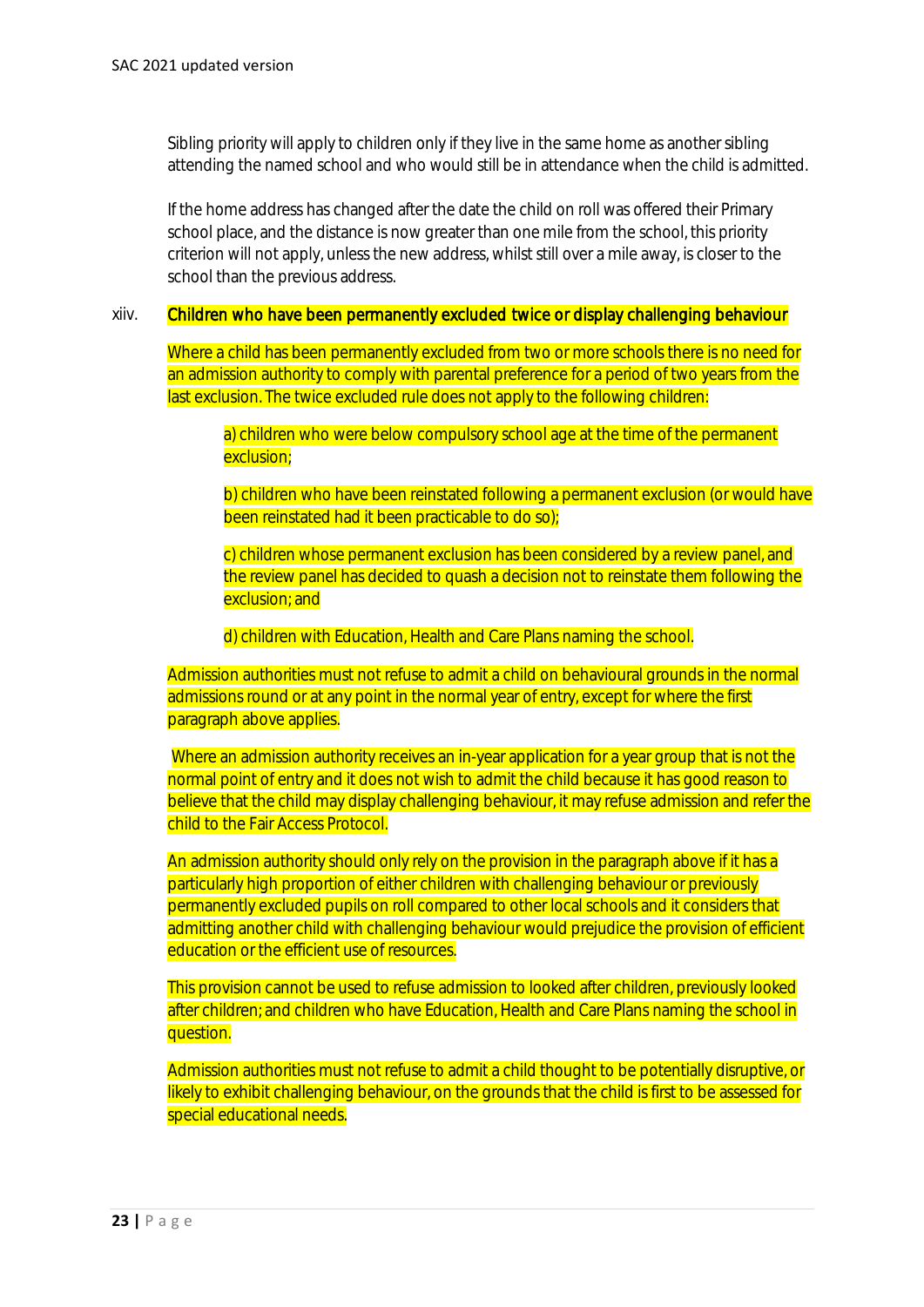Sibling priority will apply to children only if they live in the same home as another sibling attending the named school and who would still be in attendance when the child is admitted.

If the home address has changed after the date the child on roll was offered their Primary school place, and the distance is now greater than one mile from the school, this priority criterion will not apply, unless the new address, whilst still over a mile away, is closer to the school than the previous address.

xiiv. Children who have been permanently excluded twice or display challenging behaviour

Where a child has been permanently excluded from two or more schools there is no need for an admission authority to comply with parental preference for a period of two years from the last exclusion. The twice excluded rule does not apply to the following children:

a) children who were below compulsory school age at the time of the permanent exclusion;

b) children who have been reinstated following a permanent exclusion (or would have been reinstated had it been practicable to do so);

c) children whose permanent exclusion has been considered by a review panel, and the review panel has decided to quash a decision not to reinstate them following the exclusion; and

d) children with Education, Health and Care Plans naming the school.

Admission authorities must not refuse to admit a child on behavioural grounds in the normal admissions round or at any point in the normal year of entry, except for where the first paragraph above applies.

Where an admission authority receives an in-year application for a year group that is not the normal point of entry and it does not wish to admit the child because it has good reason to believe that the child may display challenging behaviour, it may refuse admission and refer the child to the Fair Access Protocol.

An admission authority should only rely on the provision in the paragraph above if it has a particularly high proportion of either children with challenging behaviour or previously permanently excluded pupils on roll compared to other local schools and it considers that admitting another child with challenging behaviour would prejudice the provision of efficient education or the efficient use of resources.

This provision cannot be used to refuse admission to looked after children, previously looked after children; and children who have Education, Health and Care Plans naming the school in question.

Admission authorities must not refuse to admit a child thought to be potentially disruptive, or likely to exhibit challenging behaviour, on the grounds that the child is first to be assessed for special educational needs.